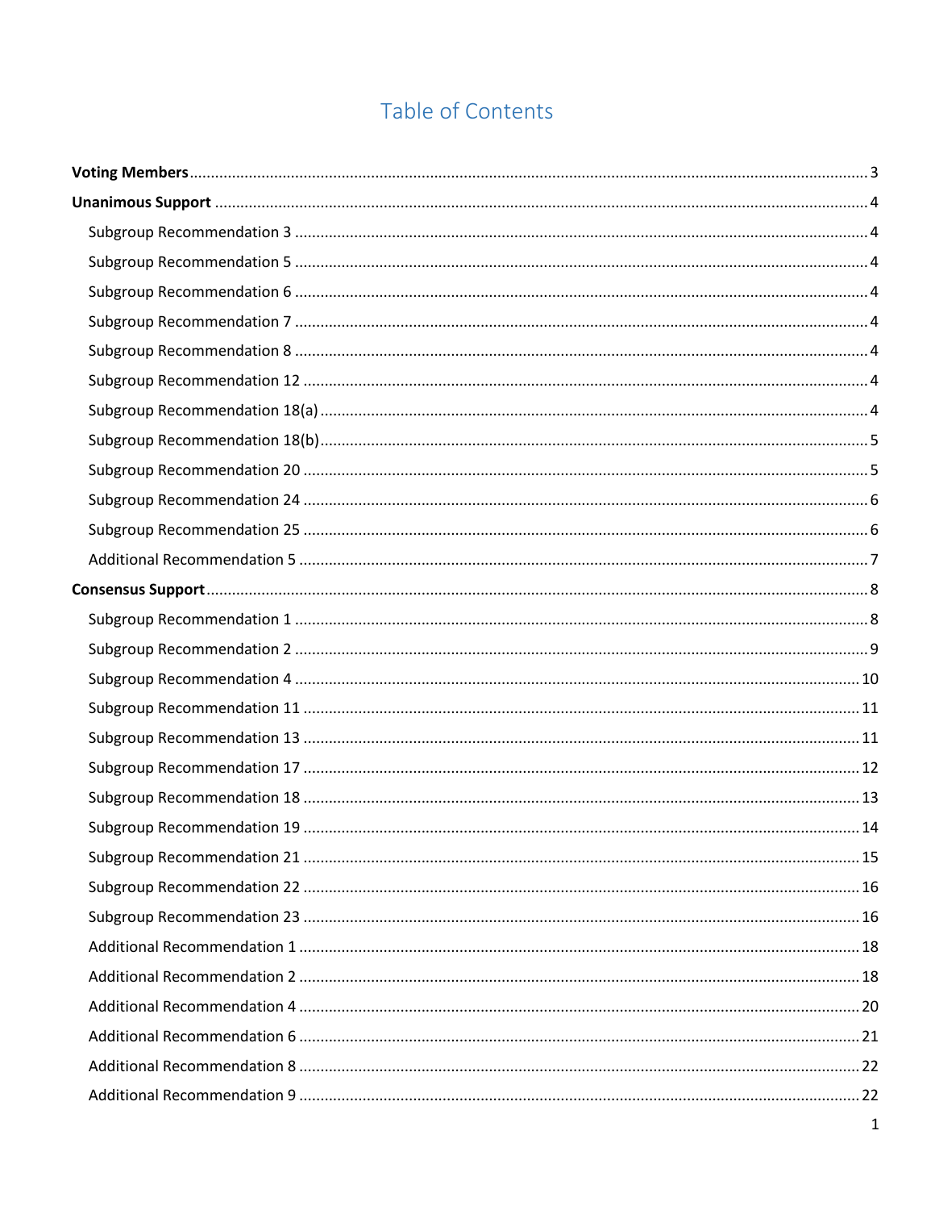# Table of Contents

**Voting Members** ........ 3

**Unanimous Support** ........ 4

- Subgroup Recommendation 3 ........ 4
- Subgroup Recommendation 5 ........ 4
- Subgroup Recommendation 6 ........ 4
- Subgroup Recommendation 7 ........ 4
- Subgroup Recommendation 8 ........ 4
- Subgroup Recommendation 12 ........ 4
- Subgroup Recommendation 18(a) ........ 4
- Subgroup Recommendation 18(b) ........ 5
- Subgroup Recommendation 20 ........ 5
- Subgroup Recommendation 24 ........ 6
- Subgroup Recommendation 25 ........ 6
- Additional Recommendation 5 ........ 7

**Consensus Support** ........ 8

- Subgroup Recommendation 1 ........ 8
- Subgroup Recommendation 2 ........ 9
- Subgroup Recommendation 4 ........ 10
- Subgroup Recommendation 11 ........ 11
- Subgroup Recommendation 13 ........ 11
- Subgroup Recommendation 17 ........ 12
- Subgroup Recommendation 18 ........ 13
- Subgroup Recommendation 19 ........ 14
- Subgroup Recommendation 21 ........ 15
- Subgroup Recommendation 22 ........ 16
- Subgroup Recommendation 23 ........ 16
- Additional Recommendation 1 ........ 18
- Additional Recommendation 2 ........ 18
- Additional Recommendation 4 ........ 20
- Additional Recommendation 6 ........ 21
- Additional Recommendation 8 ........ 22
- Additional Recommendation 9 ........ 22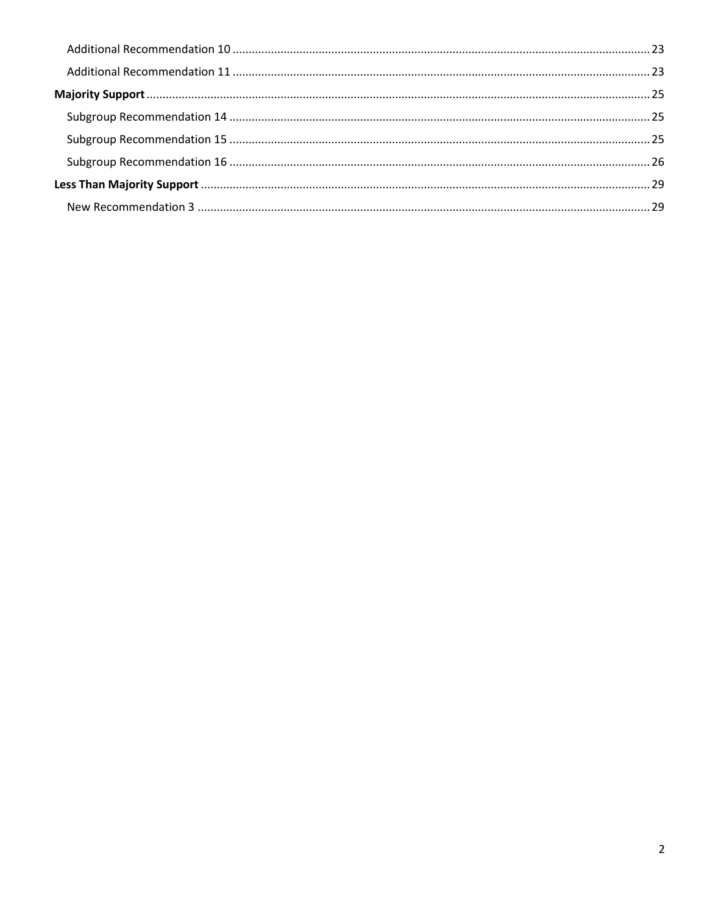- Additional Recommendation 10 ... 23
- Additional Recommendation 11 ... 23

**Majority Support** ... 25

- Subgroup Recommendation 14 ... 25
- Subgroup Recommendation 15 ... 25
- Subgroup Recommendation 16 ... 26

**Less Than Majority Support** ... 29

- New Recommendation 3 ... 29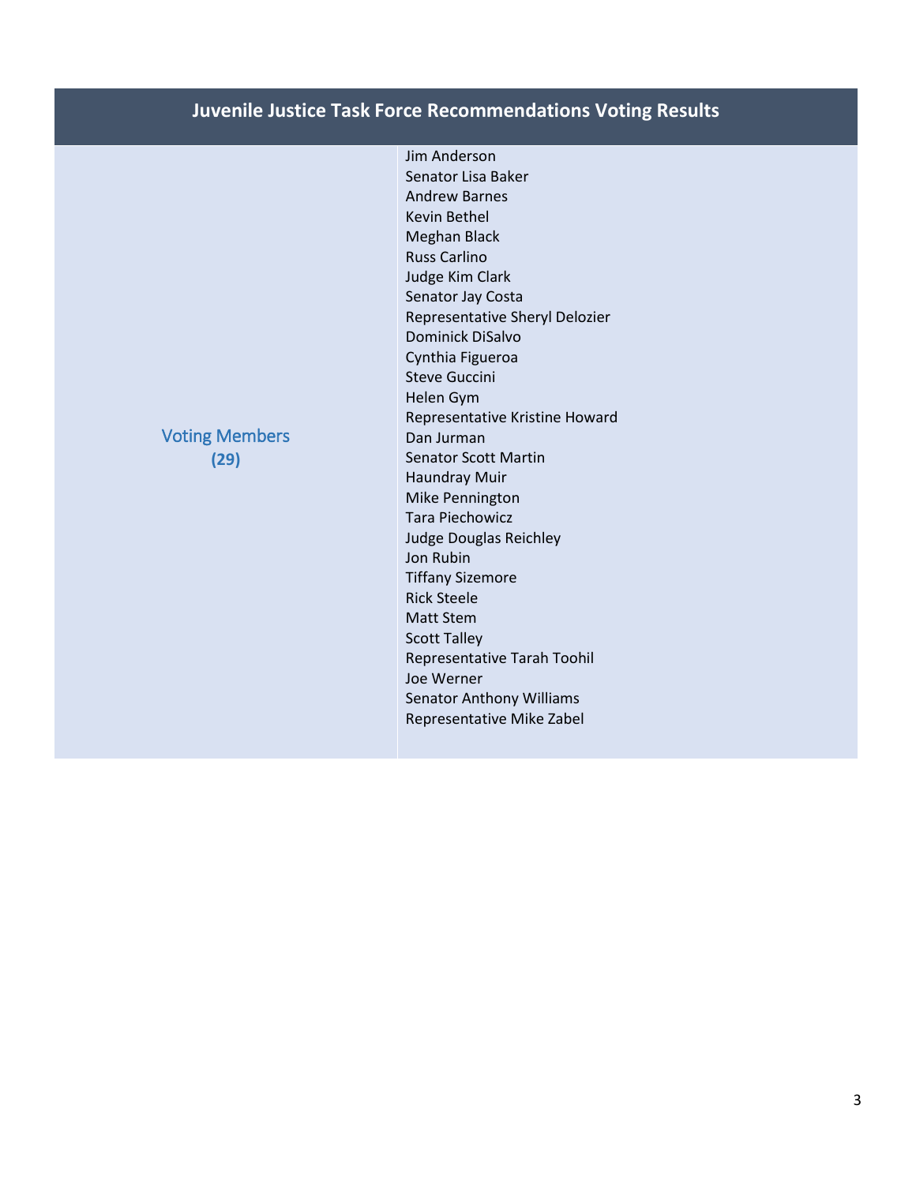| Juvenile Justice Task Force Recommendations Voting Results | |
|---|---|
| Voting Members **(29)** | Jim Anderson<br>Senator Lisa Baker<br>Andrew Barnes<br>Kevin Bethel<br>Meghan Black<br>Russ Carlino<br>Judge Kim Clark<br>Senator Jay Costa<br>Representative Sheryl Delozier<br>Dominick DiSalvo<br>Cynthia Figueroa<br>Steve Guccini<br>Helen Gym<br>Representative Kristine Howard<br>Dan Jurman<br>Senator Scott Martin<br>Haundray Muir<br>Mike Pennington<br>Tara Piechowicz<br>Judge Douglas Reichley<br>Jon Rubin<br>Tiffany Sizemore<br>Rick Steele<br>Matt Stem<br>Scott Talley<br>Representative Tarah Toohil<br>Joe Werner<br>Senator Anthony Williams<br>Representative Mike Zabel |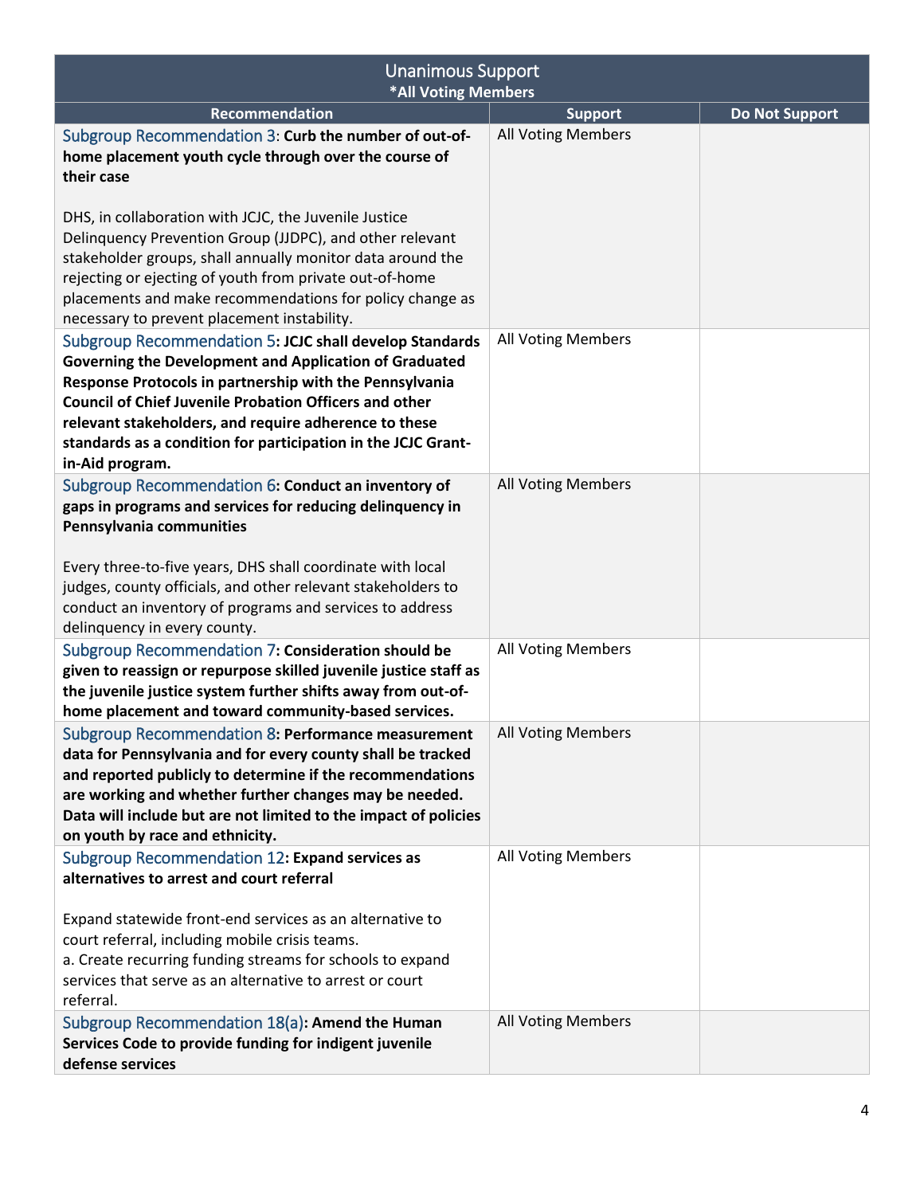| Unanimous Support<br>*All Voting Members | | |
|---|---|---|
| **Recommendation** | **Support** | **Do Not Support** |
| Subgroup Recommendation 3: **Curb the number of out-of-home placement youth cycle through over the course of their case**<br><br>DHS, in collaboration with JCJC, the Juvenile Justice Delinquency Prevention Group (JJDPC), and other relevant stakeholder groups, shall annually monitor data around the rejecting or ejecting of youth from private out-of-home placements and make recommendations for policy change as necessary to prevent placement instability. | All Voting Members | |
| Subgroup Recommendation 5: **JCJC shall develop Standards Governing the Development and Application of Graduated Response Protocols in partnership with the Pennsylvania Council of Chief Juvenile Probation Officers and other relevant stakeholders, and require adherence to these standards as a condition for participation in the JCJC Grant-in-Aid program.** | All Voting Members | |
| Subgroup Recommendation 6: **Conduct an inventory of gaps in programs and services for reducing delinquency in Pennsylvania communities**<br><br>Every three-to-five years, DHS shall coordinate with local judges, county officials, and other relevant stakeholders to conduct an inventory of programs and services to address delinquency in every county. | All Voting Members | |
| Subgroup Recommendation 7: **Consideration should be given to reassign or repurpose skilled juvenile justice staff as the juvenile justice system further shifts away from out-of-home placement and toward community-based services.** | All Voting Members | |
| Subgroup Recommendation 8: **Performance measurement data for Pennsylvania and for every county shall be tracked and reported publicly to determine if the recommendations are working and whether further changes may be needed. Data will include but are not limited to the impact of policies on youth by race and ethnicity.** | All Voting Members | |
| Subgroup Recommendation 12: **Expand services as alternatives to arrest and court referral**<br><br>Expand statewide front-end services as an alternative to court referral, including mobile crisis teams.<br>a. Create recurring funding streams for schools to expand services that serve as an alternative to arrest or court referral. | All Voting Members | |
| Subgroup Recommendation 18(a): **Amend the Human Services Code to provide funding for indigent juvenile defense services** | All Voting Members | |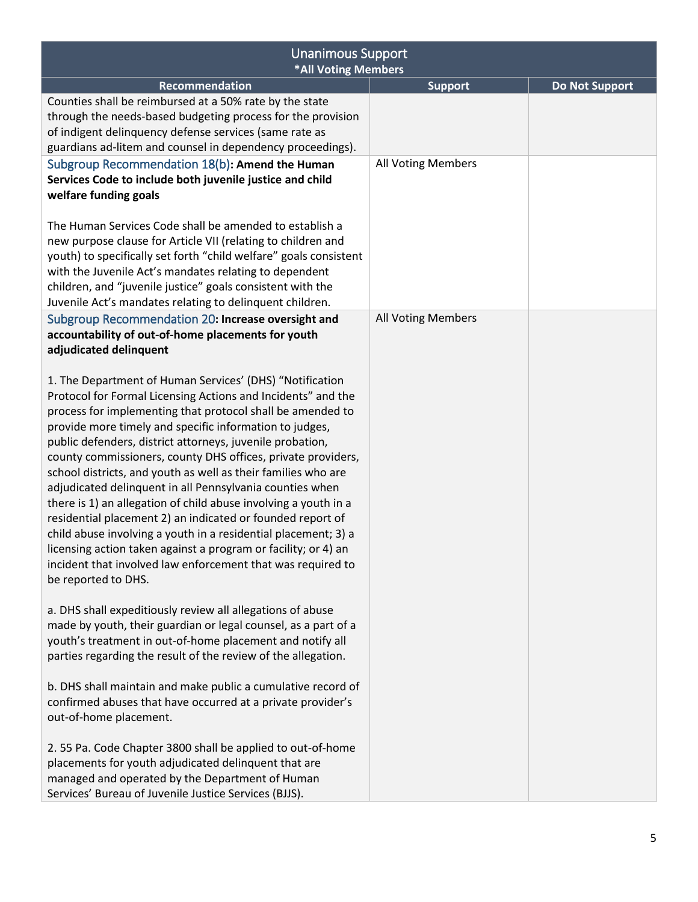| Unanimous Support<br>*All Voting Members | | |
|---|---|---|
| **Recommendation** | **Support** | **Do Not Support** |
| Counties shall be reimbursed at a 50% rate by the state through the needs-based budgeting process for the provision of indigent delinquency defense services (same rate as guardians ad-litem and counsel in dependency proceedings). | | |
| Subgroup Recommendation 18(b): **Amend the Human Services Code to include both juvenile justice and child welfare funding goals**<br><br>The Human Services Code shall be amended to establish a new purpose clause for Article VII (relating to children and youth) to specifically set forth "child welfare" goals consistent with the Juvenile Act's mandates relating to dependent children, and "juvenile justice" goals consistent with the Juvenile Act's mandates relating to delinquent children. | All Voting Members | |
| Subgroup Recommendation 20: **Increase oversight and accountability of out-of-home placements for youth adjudicated delinquent**<br><br>1. The Department of Human Services' (DHS) "Notification Protocol for Formal Licensing Actions and Incidents" and the process for implementing that protocol shall be amended to provide more timely and specific information to judges, public defenders, district attorneys, juvenile probation, county commissioners, county DHS offices, private providers, school districts, and youth as well as their families who are adjudicated delinquent in all Pennsylvania counties when there is 1) an allegation of child abuse involving a youth in a residential placement 2) an indicated or founded report of child abuse involving a youth in a residential placement; 3) a licensing action taken against a program or facility; or 4) an incident that involved law enforcement that was required to be reported to DHS.<br><br>a. DHS shall expeditiously review all allegations of abuse made by youth, their guardian or legal counsel, as a part of a youth's treatment in out-of-home placement and notify all parties regarding the result of the review of the allegation.<br><br>b. DHS shall maintain and make public a cumulative record of confirmed abuses that have occurred at a private provider's out-of-home placement.<br><br>2. 55 Pa. Code Chapter 3800 shall be applied to out-of-home placements for youth adjudicated delinquent that are managed and operated by the Department of Human Services' Bureau of Juvenile Justice Services (BJJS). | All Voting Members | |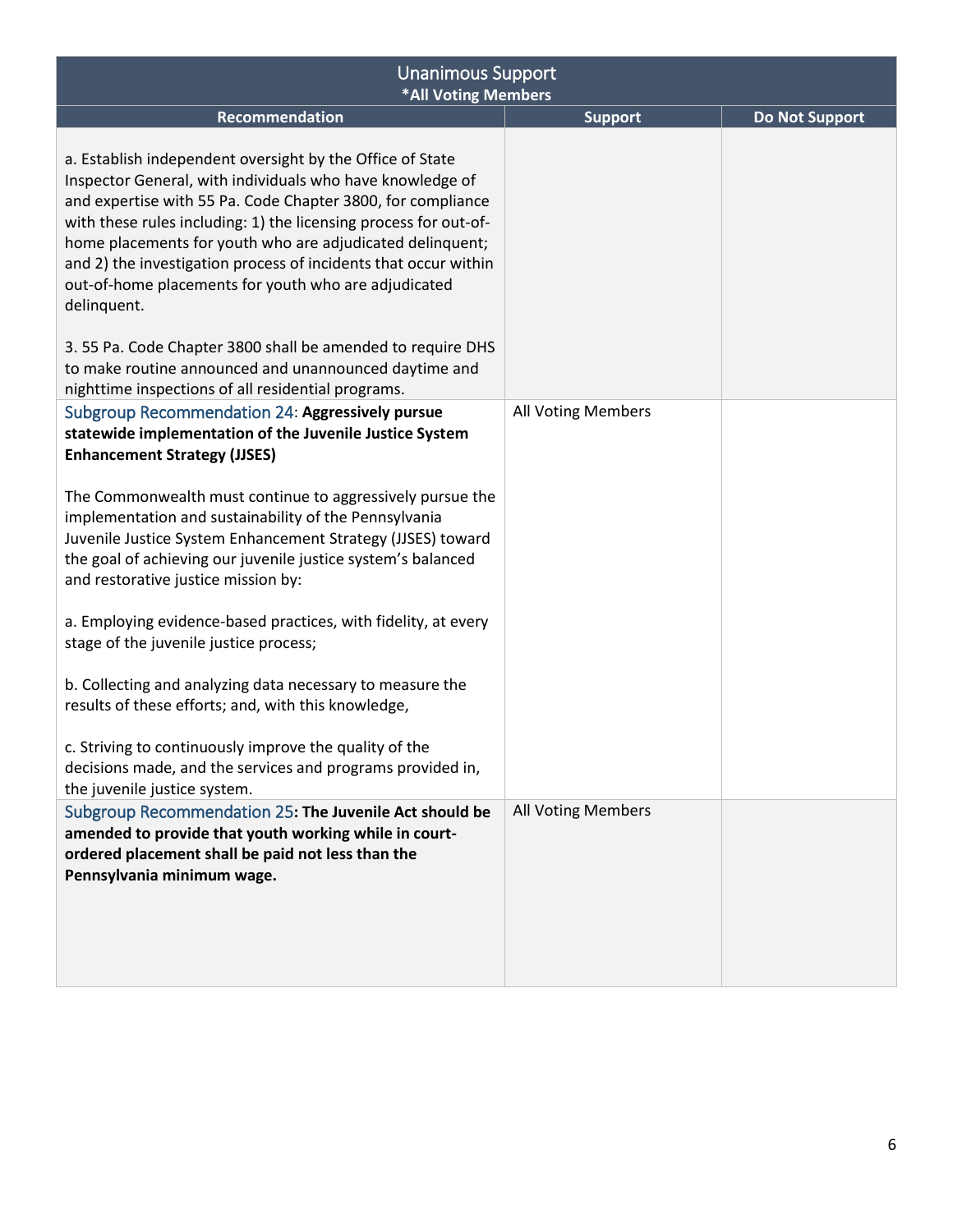| Unanimous Support *All Voting Members | | |
|---|---|---|
| **Recommendation** | **Support** | **Do Not Support** |
| a. Establish independent oversight by the Office of State Inspector General, with individuals who have knowledge of and expertise with 55 Pa. Code Chapter 3800, for compliance with these rules including: 1) the licensing process for out-of-home placements for youth who are adjudicated delinquent; and 2) the investigation process of incidents that occur within out-of-home placements for youth who are adjudicated delinquent.<br><br>3. 55 Pa. Code Chapter 3800 shall be amended to require DHS to make routine announced and unannounced daytime and nighttime inspections of all residential programs. | | |
| Subgroup Recommendation 24: **Aggressively pursue statewide implementation of the Juvenile Justice System Enhancement Strategy (JJSES)**<br><br>The Commonwealth must continue to aggressively pursue the implementation and sustainability of the Pennsylvania Juvenile Justice System Enhancement Strategy (JJSES) toward the goal of achieving our juvenile justice system's balanced and restorative justice mission by:<br><br>a. Employing evidence-based practices, with fidelity, at every stage of the juvenile justice process;<br><br>b. Collecting and analyzing data necessary to measure the results of these efforts; and, with this knowledge,<br><br>c. Striving to continuously improve the quality of the decisions made, and the services and programs provided in, the juvenile justice system. | All Voting Members | |
| Subgroup Recommendation 25**: The Juvenile Act should be amended to provide that youth working while in court-ordered placement shall be paid not less than the Pennsylvania minimum wage.** | All Voting Members | |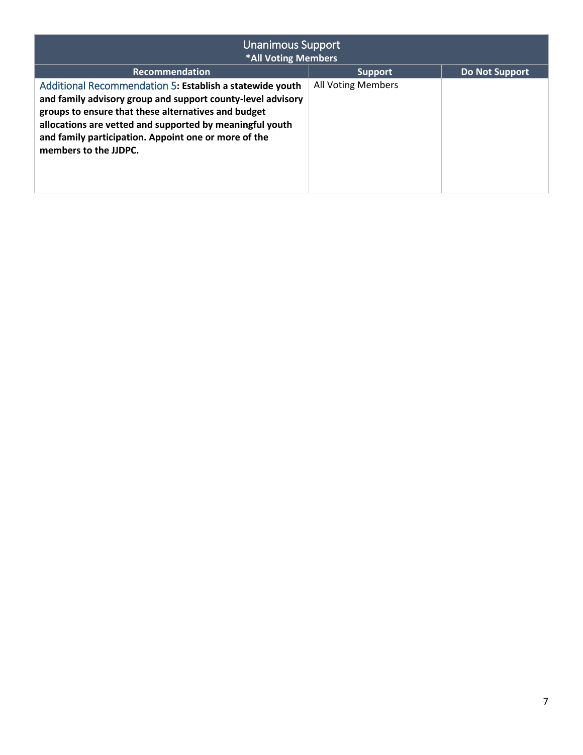| Unanimous Support<br>**\*All Voting Members** | | |
|---|---|---|
| **Recommendation** | **Support** | **Do Not Support** |
| Additional Recommendation 5**: Establish a statewide youth and family advisory group and support county-level advisory groups to ensure that these alternatives and budget allocations are vetted and supported by meaningful youth and family participation. Appoint one or more of the members to the JJDPC.** | All Voting Members | |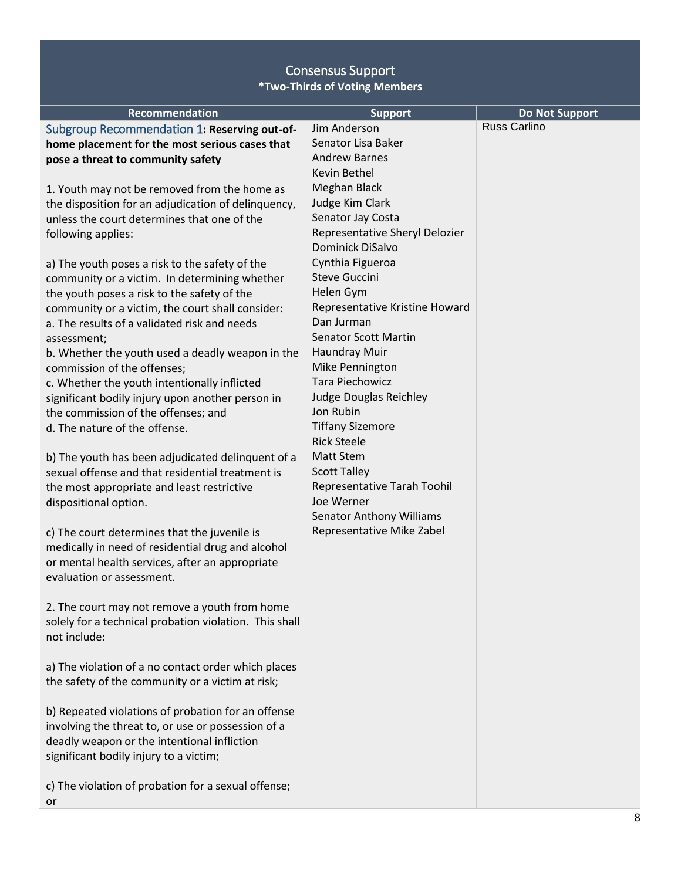## Consensus Support
**\*Two-Thirds of Voting Members**

| Recommendation | Support | Do Not Support |
|---|---|---|
| Subgroup Recommendation 1: **Reserving out-of-home placement for the most serious cases that pose a threat to community safety**<br><br>1. Youth may not be removed from the home as the disposition for an adjudication of delinquency, unless the court determines that one of the following applies:<br><br>a) The youth poses a risk to the safety of the community or a victim. In determining whether the youth poses a risk to the safety of the community or a victim, the court shall consider:<br>a. The results of a validated risk and needs assessment;<br>b. Whether the youth used a deadly weapon in the commission of the offenses;<br>c. Whether the youth intentionally inflicted significant bodily injury upon another person in the commission of the offenses; and<br>d. The nature of the offense.<br><br>b) The youth has been adjudicated delinquent of a sexual offense and that residential treatment is the most appropriate and least restrictive dispositional option.<br><br>c) The court determines that the juvenile is medically in need of residential drug and alcohol or mental health services, after an appropriate evaluation or assessment.<br><br>2. The court may not remove a youth from home solely for a technical probation violation. This shall not include:<br><br>a) The violation of a no contact order which places the safety of the community or a victim at risk;<br><br>b) Repeated violations of probation for an offense involving the threat to, or use or possession of a deadly weapon or the intentional infliction significant bodily injury to a victim;<br><br>c) The violation of probation for a sexual offense; or | Jim Anderson<br>Senator Lisa Baker<br>Andrew Barnes<br>Kevin Bethel<br>Meghan Black<br>Judge Kim Clark<br>Senator Jay Costa<br>Representative Sheryl Delozier<br>Dominick DiSalvo<br>Cynthia Figueroa<br>Steve Guccini<br>Helen Gym<br>Representative Kristine Howard<br>Dan Jurman<br>Senator Scott Martin<br>Haundray Muir<br>Mike Pennington<br>Tara Piechowicz<br>Judge Douglas Reichley<br>Jon Rubin<br>Tiffany Sizemore<br>Rick Steele<br>Matt Stem<br>Scott Talley<br>Representative Tarah Toohil<br>Joe Werner<br>Senator Anthony Williams<br>Representative Mike Zabel | Russ Carlino |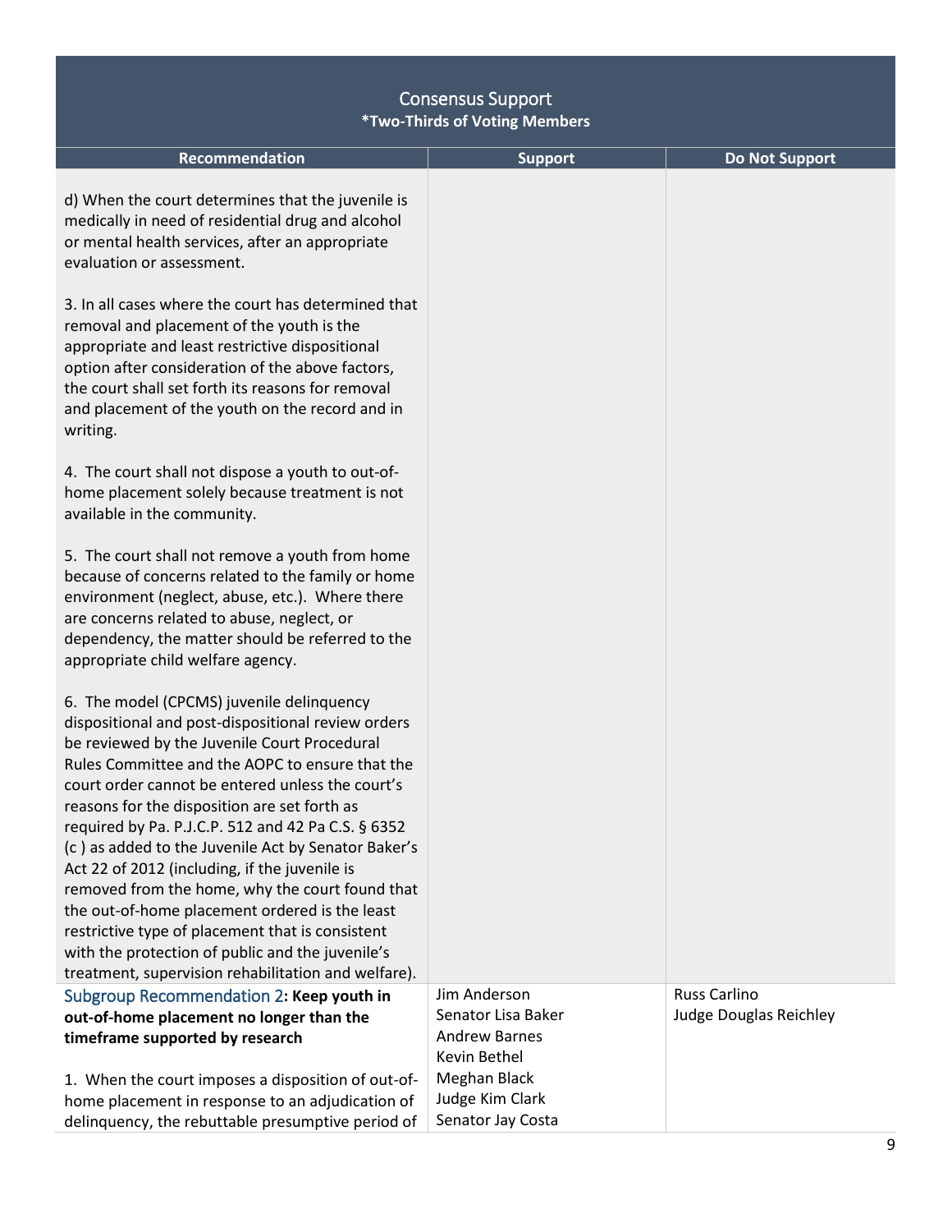| Consensus Support *Two-Thirds of Voting Members | | |
|---|---|---|
| **Recommendation** | **Support** | **Do Not Support** |
| d) When the court determines that the juvenile is medically in need of residential drug and alcohol or mental health services, after an appropriate evaluation or assessment.<br><br>3. In all cases where the court has determined that removal and placement of the youth is the appropriate and least restrictive dispositional option after consideration of the above factors, the court shall set forth its reasons for removal and placement of the youth on the record and in writing.<br><br>4. The court shall not dispose a youth to out-of-home placement solely because treatment is not available in the community.<br><br>5. The court shall not remove a youth from home because of concerns related to the family or home environment (neglect, abuse, etc.). Where there are concerns related to abuse, neglect, or dependency, the matter should be referred to the appropriate child welfare agency.<br><br>6. The model (CPCMS) juvenile delinquency dispositional and post-dispositional review orders be reviewed by the Juvenile Court Procedural Rules Committee and the AOPC to ensure that the court order cannot be entered unless the court's reasons for the disposition are set forth as required by Pa. P.J.C.P. 512 and 42 Pa C.S. § 6352 (c ) as added to the Juvenile Act by Senator Baker's Act 22 of 2012 (including, if the juvenile is removed from the home, why the court found that the out-of-home placement ordered is the least restrictive type of placement that is consistent with the protection of public and the juvenile's treatment, supervision rehabilitation and welfare). | | |
| Subgroup Recommendation 2: **Keep youth in out-of-home placement no longer than the timeframe supported by research**<br><br>1. When the court imposes a disposition of out-of-home placement in response to an adjudication of delinquency, the rebuttable presumptive period of | Jim Anderson<br>Senator Lisa Baker<br>Andrew Barnes<br>Kevin Bethel<br>Meghan Black<br>Judge Kim Clark<br>Senator Jay Costa | Russ Carlino<br>Judge Douglas Reichley |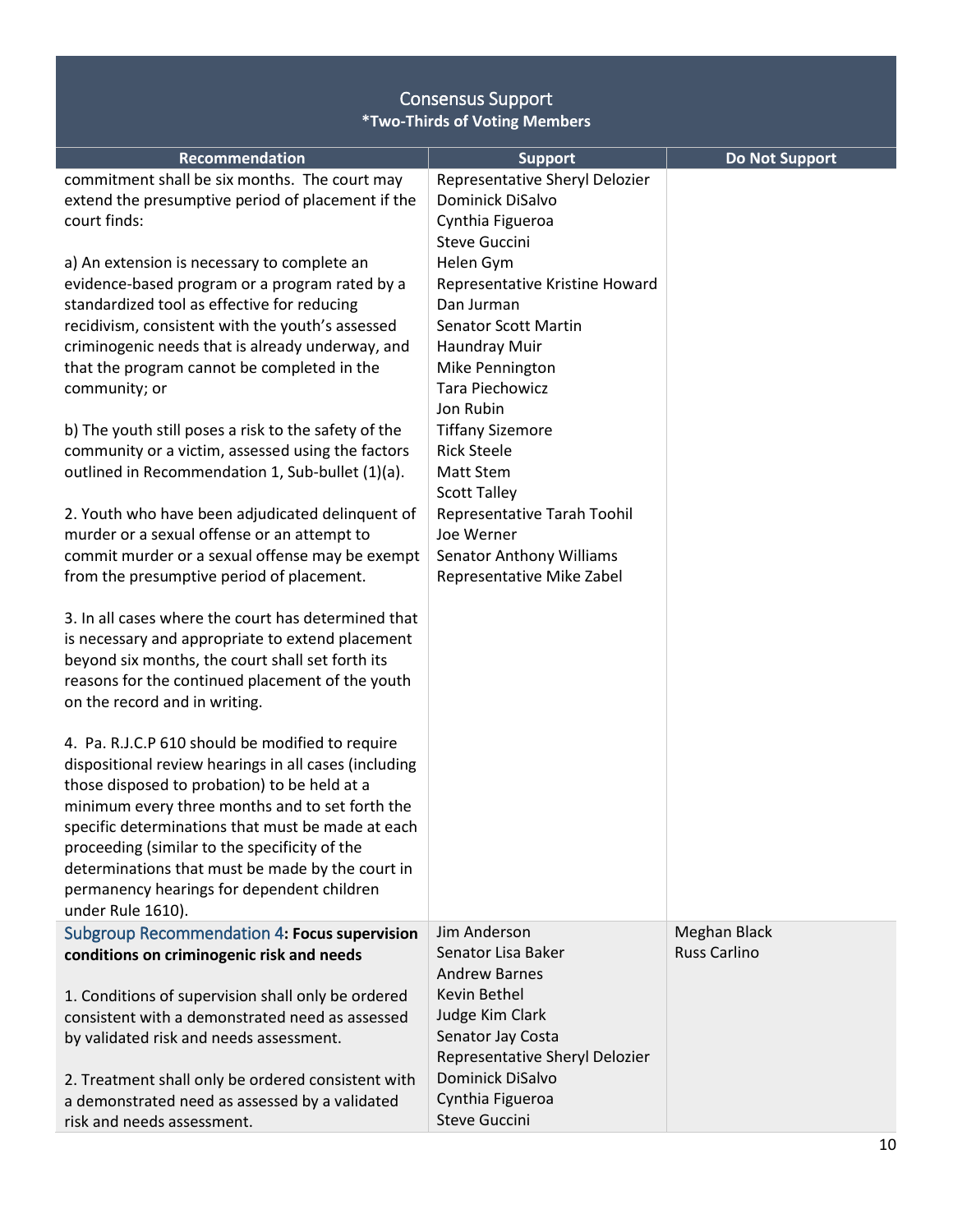| Consensus Support *Two-Thirds of Voting Members | | |
|---|---|---|
| **Recommendation** | **Support** | **Do Not Support** |
| commitment shall be six months. The court may extend the presumptive period of placement if the court finds:<br><br>a) An extension is necessary to complete an evidence-based program or a program rated by a standardized tool as effective for reducing recidivism, consistent with the youth's assessed criminogenic needs that is already underway, and that the program cannot be completed in the community; or<br><br>b) The youth still poses a risk to the safety of the community or a victim, assessed using the factors outlined in Recommendation 1, Sub-bullet (1)(a).<br><br>2. Youth who have been adjudicated delinquent of murder or a sexual offense or an attempt to commit murder or a sexual offense may be exempt from the presumptive period of placement.<br><br>3. In all cases where the court has determined that is necessary and appropriate to extend placement beyond six months, the court shall set forth its reasons for the continued placement of the youth on the record and in writing.<br><br>4. Pa. R.J.C.P 610 should be modified to require dispositional review hearings in all cases (including those disposed to probation) to be held at a minimum every three months and to set forth the specific determinations that must be made at each proceeding (similar to the specificity of the determinations that must be made by the court in permanency hearings for dependent children under Rule 1610). | Representative Sheryl Delozier<br>Dominick DiSalvo<br>Cynthia Figueroa<br>Steve Guccini<br>Helen Gym<br>Representative Kristine Howard<br>Dan Jurman<br>Senator Scott Martin<br>Haundray Muir<br>Mike Pennington<br>Tara Piechowicz<br>Jon Rubin<br>Tiffany Sizemore<br>Rick Steele<br>Matt Stem<br>Scott Talley<br>Representative Tarah Toohil<br>Joe Werner<br>Senator Anthony Williams<br>Representative Mike Zabel | |
| Subgroup Recommendation 4**: Focus supervision conditions on criminogenic risk and needs**<br><br>1. Conditions of supervision shall only be ordered consistent with a demonstrated need as assessed by validated risk and needs assessment.<br><br>2. Treatment shall only be ordered consistent with a demonstrated need as assessed by a validated risk and needs assessment. | Jim Anderson<br>Senator Lisa Baker<br>Andrew Barnes<br>Kevin Bethel<br>Judge Kim Clark<br>Senator Jay Costa<br>Representative Sheryl Delozier<br>Dominick DiSalvo<br>Cynthia Figueroa<br>Steve Guccini | Meghan Black<br>Russ Carlino |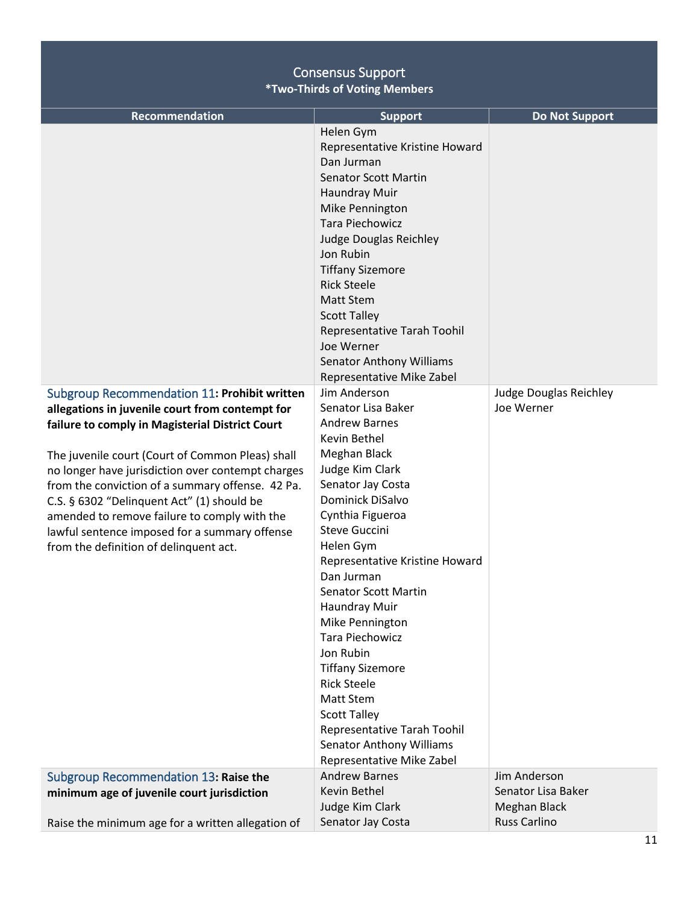| Consensus Support<br>**\*Two-Thirds of Voting Members** | | |
|---|---|---|
| **Recommendation** | **Support** | **Do Not Support** |
| | Helen Gym<br>Representative Kristine Howard<br>Dan Jurman<br>Senator Scott Martin<br>Haundray Muir<br>Mike Pennington<br>Tara Piechowicz<br>Judge Douglas Reichley<br>Jon Rubin<br>Tiffany Sizemore<br>Rick Steele<br>Matt Stem<br>Scott Talley<br>Representative Tarah Toohil<br>Joe Werner<br>Senator Anthony Williams<br>Representative Mike Zabel | |
| Subgroup Recommendation 11**: Prohibit written allegations in juvenile court from contempt for failure to comply in Magisterial District Court**<br><br>The juvenile court (Court of Common Pleas) shall no longer have jurisdiction over contempt charges from the conviction of a summary offense. 42 Pa. C.S. § 6302 "Delinquent Act" (1) should be amended to remove failure to comply with the lawful sentence imposed for a summary offense from the definition of delinquent act. | Jim Anderson<br>Senator Lisa Baker<br>Andrew Barnes<br>Kevin Bethel<br>Meghan Black<br>Judge Kim Clark<br>Senator Jay Costa<br>Dominick DiSalvo<br>Cynthia Figueroa<br>Steve Guccini<br>Helen Gym<br>Representative Kristine Howard<br>Dan Jurman<br>Senator Scott Martin<br>Haundray Muir<br>Mike Pennington<br>Tara Piechowicz<br>Jon Rubin<br>Tiffany Sizemore<br>Rick Steele<br>Matt Stem<br>Scott Talley<br>Representative Tarah Toohil<br>Senator Anthony Williams<br>Representative Mike Zabel | Judge Douglas Reichley<br>Joe Werner |
| Subgroup Recommendation 13**: Raise the minimum age of juvenile court jurisdiction**<br><br>Raise the minimum age for a written allegation of | Andrew Barnes<br>Kevin Bethel<br>Judge Kim Clark<br>Senator Jay Costa | Jim Anderson<br>Senator Lisa Baker<br>Meghan Black<br>Russ Carlino |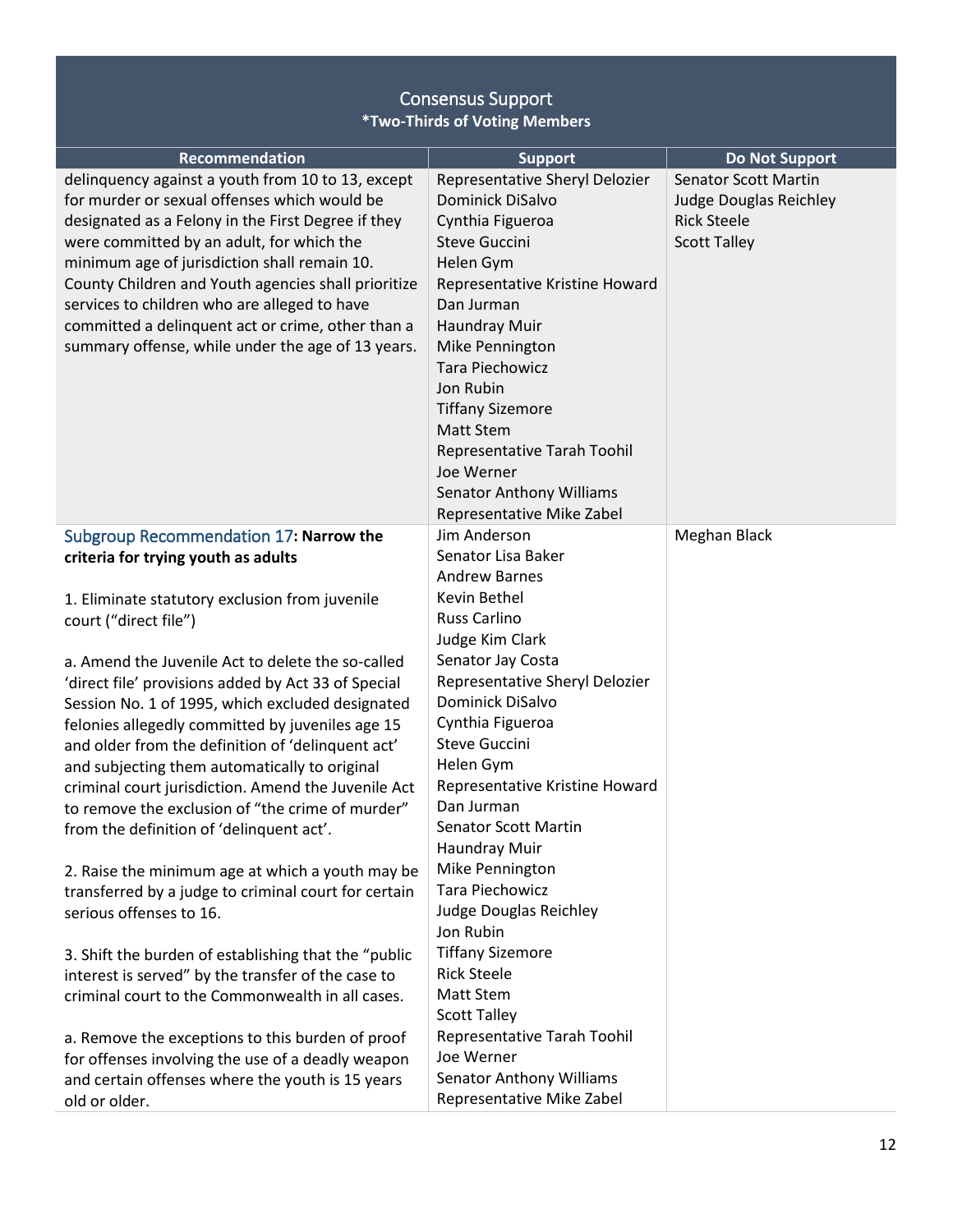| Consensus Support *Two-Thirds of Voting Members | | |
|---|---|---|
| **Recommendation** | **Support** | **Do Not Support** |
| delinquency against a youth from 10 to 13, except for murder or sexual offenses which would be designated as a Felony in the First Degree if they were committed by an adult, for which the minimum age of jurisdiction shall remain 10. County Children and Youth agencies shall prioritize services to children who are alleged to have committed a delinquent act or crime, other than a summary offense, while under the age of 13 years. | Representative Sheryl Delozier<br>Dominick DiSalvo<br>Cynthia Figueroa<br>Steve Guccini<br>Helen Gym<br>Representative Kristine Howard<br>Dan Jurman<br>Haundray Muir<br>Mike Pennington<br>Tara Piechowicz<br>Jon Rubin<br>Tiffany Sizemore<br>Matt Stem<br>Representative Tarah Toohil<br>Joe Werner<br>Senator Anthony Williams<br>Representative Mike Zabel | Senator Scott Martin<br>Judge Douglas Reichley<br>Rick Steele<br>Scott Talley |
| Subgroup Recommendation 17**: Narrow the criteria for trying youth as adults**<br><br>1. Eliminate statutory exclusion from juvenile court ("direct file")<br><br>a. Amend the Juvenile Act to delete the so-called 'direct file' provisions added by Act 33 of Special Session No. 1 of 1995, which excluded designated felonies allegedly committed by juveniles age 15 and older from the definition of 'delinquent act' and subjecting them automatically to original criminal court jurisdiction. Amend the Juvenile Act to remove the exclusion of "the crime of murder" from the definition of 'delinquent act'.<br><br>2. Raise the minimum age at which a youth may be transferred by a judge to criminal court for certain serious offenses to 16.<br><br>3. Shift the burden of establishing that the "public interest is served" by the transfer of the case to criminal court to the Commonwealth in all cases.<br><br>a. Remove the exceptions to this burden of proof for offenses involving the use of a deadly weapon and certain offenses where the youth is 15 years old or older. | Jim Anderson<br>Senator Lisa Baker<br>Andrew Barnes<br>Kevin Bethel<br>Russ Carlino<br>Judge Kim Clark<br>Senator Jay Costa<br>Representative Sheryl Delozier<br>Dominick DiSalvo<br>Cynthia Figueroa<br>Steve Guccini<br>Helen Gym<br>Representative Kristine Howard<br>Dan Jurman<br>Senator Scott Martin<br>Haundray Muir<br>Mike Pennington<br>Tara Piechowicz<br>Judge Douglas Reichley<br>Jon Rubin<br>Tiffany Sizemore<br>Rick Steele<br>Matt Stem<br>Scott Talley<br>Representative Tarah Toohil<br>Joe Werner<br>Senator Anthony Williams<br>Representative Mike Zabel | Meghan Black |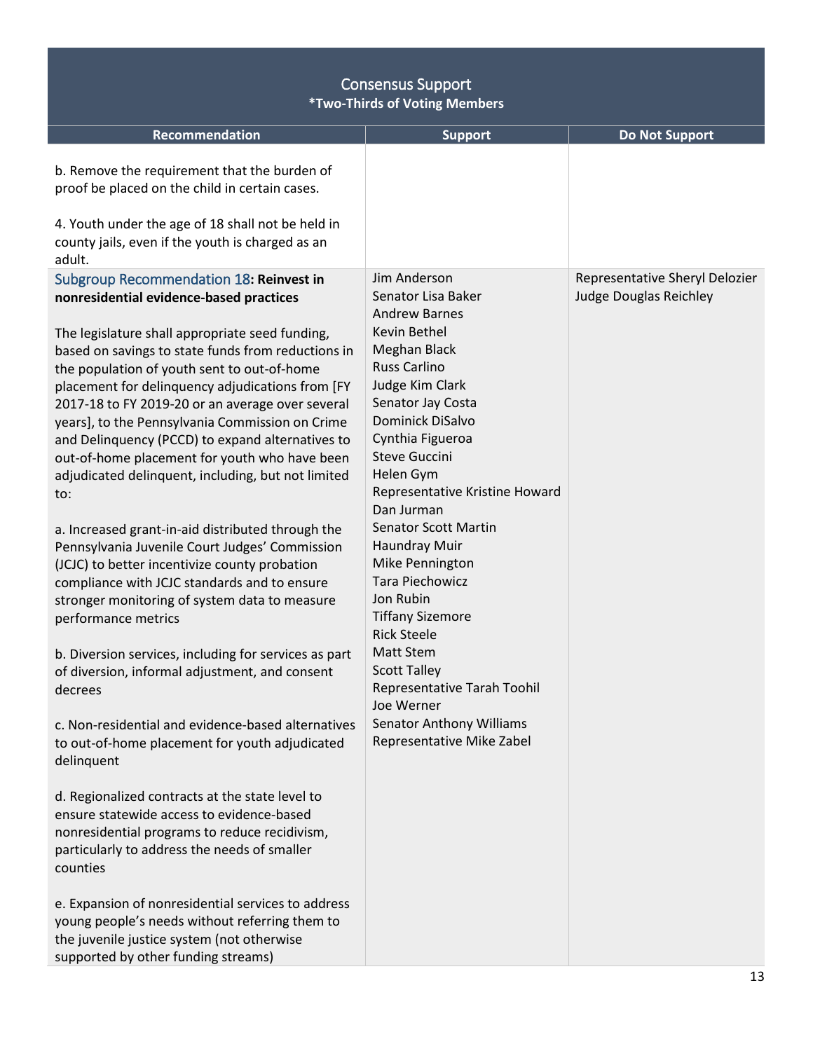| Consensus Support<br>*Two-Thirds of Voting Members | | |
|---|---|---|
| **Recommendation** | **Support** | **Do Not Support** |
| b. Remove the requirement that the burden of proof be placed on the child in certain cases.<br><br>4. Youth under the age of 18 shall not be held in county jails, even if the youth is charged as an adult. | | |
| Subgroup Recommendation 18: **Reinvest in nonresidential evidence-based practices**<br><br>The legislature shall appropriate seed funding, based on savings to state funds from reductions in the population of youth sent to out-of-home placement for delinquency adjudications from [FY 2017-18 to FY 2019-20 or an average over several years], to the Pennsylvania Commission on Crime and Delinquency (PCCD) to expand alternatives to out-of-home placement for youth who have been adjudicated delinquent, including, but not limited to:<br><br>a. Increased grant-in-aid distributed through the Pennsylvania Juvenile Court Judges' Commission (JCJC) to better incentivize county probation compliance with JCJC standards and to ensure stronger monitoring of system data to measure performance metrics<br><br>b. Diversion services, including for services as part of diversion, informal adjustment, and consent decrees<br><br>c. Non-residential and evidence-based alternatives to out-of-home placement for youth adjudicated delinquent<br><br>d. Regionalized contracts at the state level to ensure statewide access to evidence-based nonresidential programs to reduce recidivism, particularly to address the needs of smaller counties<br><br>e. Expansion of nonresidential services to address young people's needs without referring them to the juvenile justice system (not otherwise supported by other funding streams) | Jim Anderson<br>Senator Lisa Baker<br>Andrew Barnes<br>Kevin Bethel<br>Meghan Black<br>Russ Carlino<br>Judge Kim Clark<br>Senator Jay Costa<br>Dominick DiSalvo<br>Cynthia Figueroa<br>Steve Guccini<br>Helen Gym<br>Representative Kristine Howard<br>Dan Jurman<br>Senator Scott Martin<br>Haundray Muir<br>Mike Pennington<br>Tara Piechowicz<br>Jon Rubin<br>Tiffany Sizemore<br>Rick Steele<br>Matt Stem<br>Scott Talley<br>Representative Tarah Toohil<br>Joe Werner<br>Senator Anthony Williams<br>Representative Mike Zabel | Representative Sheryl Delozier<br>Judge Douglas Reichley |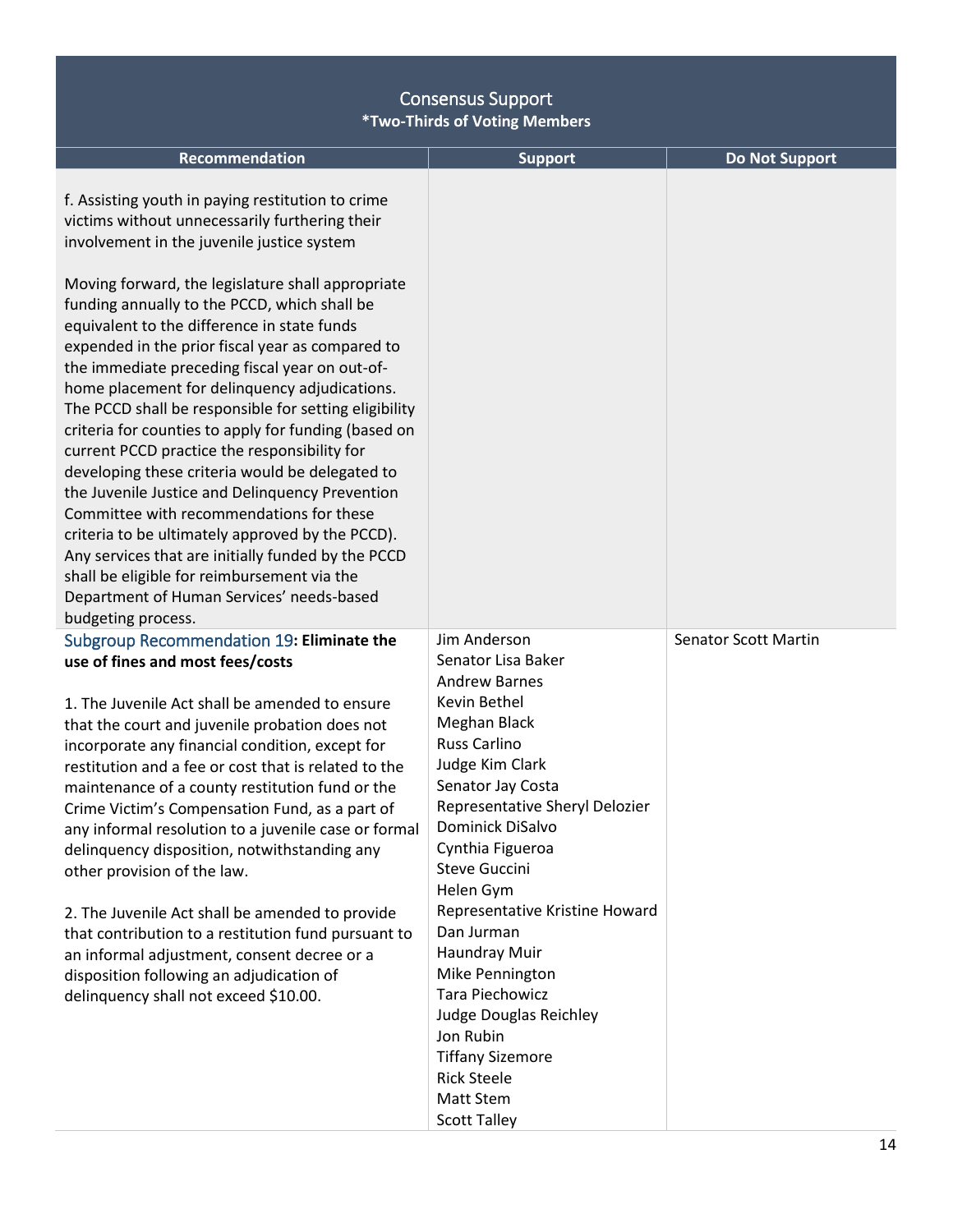## Consensus Support
**\*Two-Thirds of Voting Members**

| Recommendation | Support | Do Not Support |
|---|---|---|
| f. Assisting youth in paying restitution to crime victims without unnecessarily furthering their involvement in the juvenile justice system<br><br>Moving forward, the legislature shall appropriate funding annually to the PCCD, which shall be equivalent to the difference in state funds expended in the prior fiscal year as compared to the immediate preceding fiscal year on out-of-home placement for delinquency adjudications. The PCCD shall be responsible for setting eligibility criteria for counties to apply for funding (based on current PCCD practice the responsibility for developing these criteria would be delegated to the Juvenile Justice and Delinquency Prevention Committee with recommendations for these criteria to be ultimately approved by the PCCD). Any services that are initially funded by the PCCD shall be eligible for reimbursement via the Department of Human Services' needs-based budgeting process. | | |
| Subgroup Recommendation 19: **Eliminate the use of fines and most fees/costs**<br><br>1. The Juvenile Act shall be amended to ensure that the court and juvenile probation does not incorporate any financial condition, except for restitution and a fee or cost that is related to the maintenance of a county restitution fund or the Crime Victim's Compensation Fund, as a part of any informal resolution to a juvenile case or formal delinquency disposition, notwithstanding any other provision of the law.<br><br>2. The Juvenile Act shall be amended to provide that contribution to a restitution fund pursuant to an informal adjustment, consent decree or a disposition following an adjudication of delinquency shall not exceed $10.00. | Jim Anderson<br>Senator Lisa Baker<br>Andrew Barnes<br>Kevin Bethel<br>Meghan Black<br>Russ Carlino<br>Judge Kim Clark<br>Senator Jay Costa<br>Representative Sheryl Delozier<br>Dominick DiSalvo<br>Cynthia Figueroa<br>Steve Guccini<br>Helen Gym<br>Representative Kristine Howard<br>Dan Jurman<br>Haundray Muir<br>Mike Pennington<br>Tara Piechowicz<br>Judge Douglas Reichley<br>Jon Rubin<br>Tiffany Sizemore<br>Rick Steele<br>Matt Stem<br>Scott Talley | Senator Scott Martin |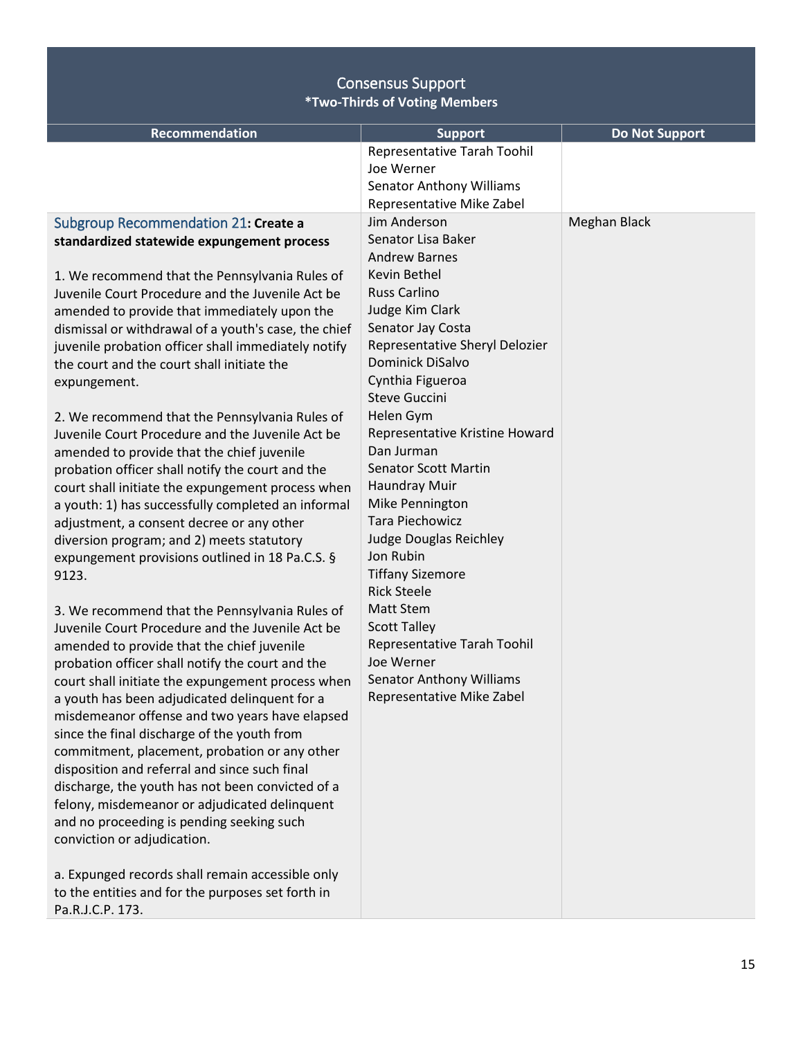## Consensus Support
**\*Two-Thirds of Voting Members**

| Recommendation | Support | Do Not Support |
|---|---|---|
| | Representative Tarah Toohil<br>Joe Werner<br>Senator Anthony Williams<br>Representative Mike Zabel | |
| Subgroup Recommendation 21**: Create a standardized statewide expungement process**<br><br>1. We recommend that the Pennsylvania Rules of Juvenile Court Procedure and the Juvenile Act be amended to provide that immediately upon the dismissal or withdrawal of a youth's case, the chief juvenile probation officer shall immediately notify the court and the court shall initiate the expungement.<br><br>2. We recommend that the Pennsylvania Rules of Juvenile Court Procedure and the Juvenile Act be amended to provide that the chief juvenile probation officer shall notify the court and the court shall initiate the expungement process when a youth: 1) has successfully completed an informal adjustment, a consent decree or any other diversion program; and 2) meets statutory expungement provisions outlined in 18 Pa.C.S. § 9123.<br><br>3. We recommend that the Pennsylvania Rules of Juvenile Court Procedure and the Juvenile Act be amended to provide that the chief juvenile probation officer shall notify the court and the court shall initiate the expungement process when a youth has been adjudicated delinquent for a misdemeanor offense and two years have elapsed since the final discharge of the youth from commitment, placement, probation or any other disposition and referral and since such final discharge, the youth has not been convicted of a felony, misdemeanor or adjudicated delinquent and no proceeding is pending seeking such conviction or adjudication.<br><br>a. Expunged records shall remain accessible only to the entities and for the purposes set forth in Pa.R.J.C.P. 173. | Jim Anderson<br>Senator Lisa Baker<br>Andrew Barnes<br>Kevin Bethel<br>Russ Carlino<br>Judge Kim Clark<br>Senator Jay Costa<br>Representative Sheryl Delozier<br>Dominick DiSalvo<br>Cynthia Figueroa<br>Steve Guccini<br>Helen Gym<br>Representative Kristine Howard<br>Dan Jurman<br>Senator Scott Martin<br>Haundray Muir<br>Mike Pennington<br>Tara Piechowicz<br>Judge Douglas Reichley<br>Jon Rubin<br>Tiffany Sizemore<br>Rick Steele<br>Matt Stem<br>Scott Talley<br>Representative Tarah Toohil<br>Joe Werner<br>Senator Anthony Williams<br>Representative Mike Zabel | Meghan Black |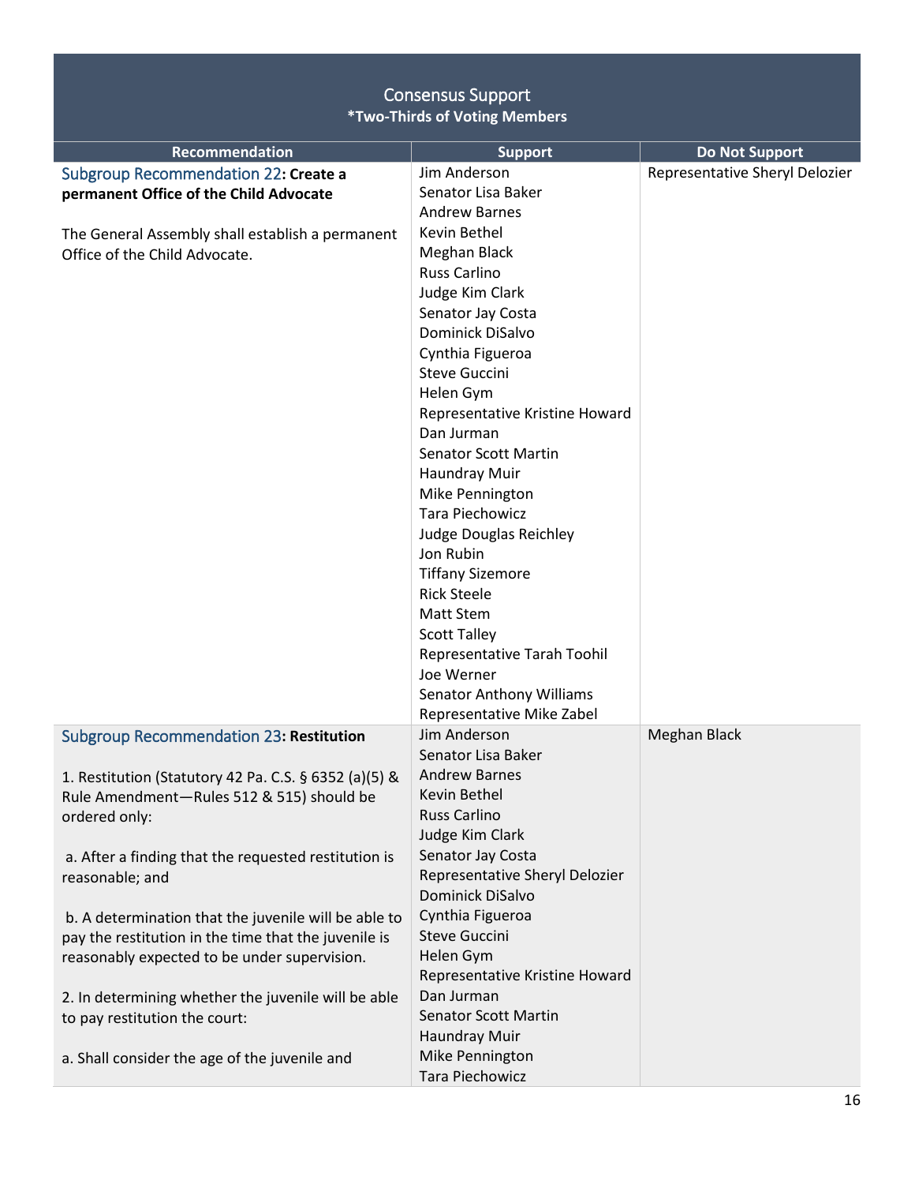## Consensus Support
**\*Two-Thirds of Voting Members**

| Recommendation | Support | Do Not Support |
|---|---|---|
| Subgroup Recommendation 22**: Create a permanent Office of the Child Advocate**<br><br>The General Assembly shall establish a permanent Office of the Child Advocate. | Jim Anderson<br>Senator Lisa Baker<br>Andrew Barnes<br>Kevin Bethel<br>Meghan Black<br>Russ Carlino<br>Judge Kim Clark<br>Senator Jay Costa<br>Dominick DiSalvo<br>Cynthia Figueroa<br>Steve Guccini<br>Helen Gym<br>Representative Kristine Howard<br>Dan Jurman<br>Senator Scott Martin<br>Haundray Muir<br>Mike Pennington<br>Tara Piechowicz<br>Judge Douglas Reichley<br>Jon Rubin<br>Tiffany Sizemore<br>Rick Steele<br>Matt Stem<br>Scott Talley<br>Representative Tarah Toohil<br>Joe Werner<br>Senator Anthony Williams<br>Representative Mike Zabel | Representative Sheryl Delozier |
| Subgroup Recommendation 23**: Restitution**<br><br>1. Restitution (Statutory 42 Pa. C.S. § 6352 (a)(5) & Rule Amendment—Rules 512 & 515) should be ordered only:<br><br>a. After a finding that the requested restitution is reasonable; and<br><br>b. A determination that the juvenile will be able to pay the restitution in the time that the juvenile is reasonably expected to be under supervision.<br><br>2. In determining whether the juvenile will be able to pay restitution the court:<br><br>a. Shall consider the age of the juvenile and | Jim Anderson<br>Senator Lisa Baker<br>Andrew Barnes<br>Kevin Bethel<br>Russ Carlino<br>Judge Kim Clark<br>Senator Jay Costa<br>Representative Sheryl Delozier<br>Dominick DiSalvo<br>Cynthia Figueroa<br>Steve Guccini<br>Helen Gym<br>Representative Kristine Howard<br>Dan Jurman<br>Senator Scott Martin<br>Haundray Muir<br>Mike Pennington<br>Tara Piechowicz | Meghan Black |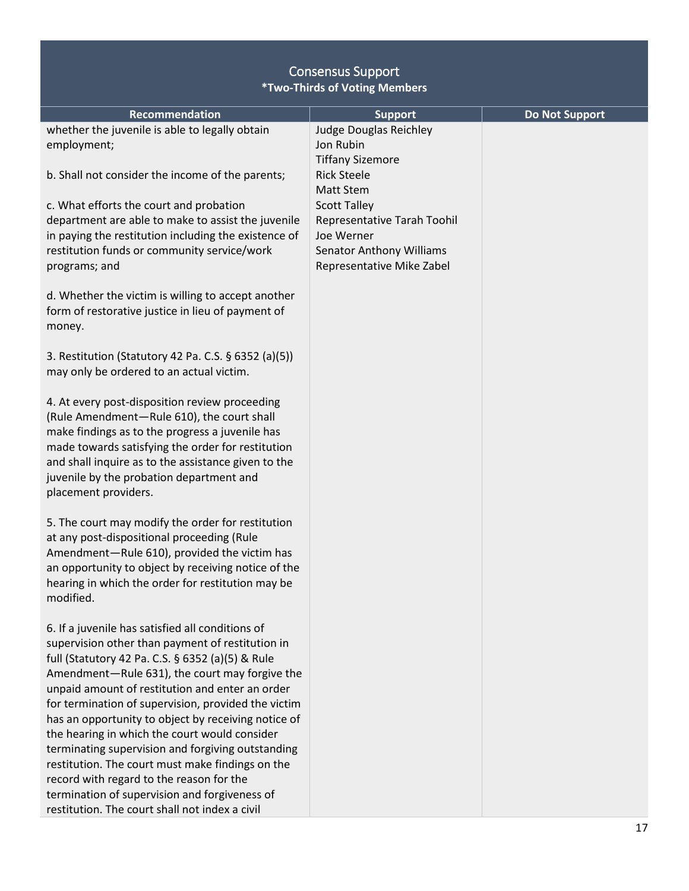## Consensus Support
**\*Two-Thirds of Voting Members**

| Recommendation | Support | Do Not Support |
|---|---|---|
| whether the juvenile is able to legally obtain employment;<br><br>b. Shall not consider the income of the parents;<br><br>c. What efforts the court and probation department are able to make to assist the juvenile in paying the restitution including the existence of restitution funds or community service/work programs; and<br><br>d. Whether the victim is willing to accept another form of restorative justice in lieu of payment of money.<br><br>3. Restitution (Statutory 42 Pa. C.S. § 6352 (a)(5)) may only be ordered to an actual victim.<br><br>4. At every post-disposition review proceeding (Rule Amendment—Rule 610), the court shall make findings as to the progress a juvenile has made towards satisfying the order for restitution and shall inquire as to the assistance given to the juvenile by the probation department and placement providers.<br><br>5. The court may modify the order for restitution at any post-dispositional proceeding (Rule Amendment—Rule 610), provided the victim has an opportunity to object by receiving notice of the hearing in which the order for restitution may be modified.<br><br>6. If a juvenile has satisfied all conditions of supervision other than payment of restitution in full (Statutory 42 Pa. C.S. § 6352 (a)(5) & Rule Amendment—Rule 631), the court may forgive the unpaid amount of restitution and enter an order for termination of supervision, provided the victim has an opportunity to object by receiving notice of the hearing in which the court would consider terminating supervision and forgiving outstanding restitution. The court must make findings on the record with regard to the reason for the termination of supervision and forgiveness of restitution. The court shall not index a civil | Judge Douglas Reichley<br>Jon Rubin<br>Tiffany Sizemore<br>Rick Steele<br>Matt Stem<br>Scott Talley<br>Representative Tarah Toohil<br>Joe Werner<br>Senator Anthony Williams<br>Representative Mike Zabel | |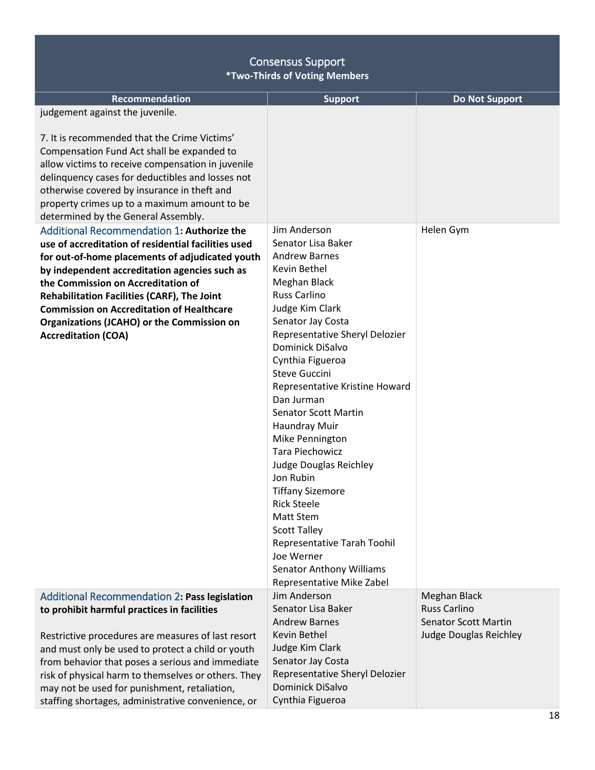| Consensus Support<br>**\*Two-Thirds of Voting Members** | | |
|---|---|---|
| **Recommendation** | **Support** | **Do Not Support** |
| judgement against the juvenile.<br><br>7. It is recommended that the Crime Victims' Compensation Fund Act shall be expanded to allow victims to receive compensation in juvenile delinquency cases for deductibles and losses not otherwise covered by insurance in theft and property crimes up to a maximum amount to be determined by the General Assembly. | | |
| Additional Recommendation 1**: Authorize the use of accreditation of residential facilities used for out-of-home placements of adjudicated youth by independent accreditation agencies such as the Commission on Accreditation of Rehabilitation Facilities (CARF), The Joint Commission on Accreditation of Healthcare Organizations (JCAHO) or the Commission on Accreditation (COA)** | Jim Anderson<br>Senator Lisa Baker<br>Andrew Barnes<br>Kevin Bethel<br>Meghan Black<br>Russ Carlino<br>Judge Kim Clark<br>Senator Jay Costa<br>Representative Sheryl Delozier<br>Dominick DiSalvo<br>Cynthia Figueroa<br>Steve Guccini<br>Representative Kristine Howard<br>Dan Jurman<br>Senator Scott Martin<br>Haundray Muir<br>Mike Pennington<br>Tara Piechowicz<br>Judge Douglas Reichley<br>Jon Rubin<br>Tiffany Sizemore<br>Rick Steele<br>Matt Stem<br>Scott Talley<br>Representative Tarah Toohil<br>Joe Werner<br>Senator Anthony Williams<br>Representative Mike Zabel | Helen Gym |
| Additional Recommendation 2**: Pass legislation to prohibit harmful practices in facilities**<br><br>Restrictive procedures are measures of last resort and must only be used to protect a child or youth from behavior that poses a serious and immediate risk of physical harm to themselves or others. They may not be used for punishment, retaliation, staffing shortages, administrative convenience, or | Jim Anderson<br>Senator Lisa Baker<br>Andrew Barnes<br>Kevin Bethel<br>Judge Kim Clark<br>Senator Jay Costa<br>Representative Sheryl Delozier<br>Dominick DiSalvo<br>Cynthia Figueroa | Meghan Black<br>Russ Carlino<br>Senator Scott Martin<br>Judge Douglas Reichley |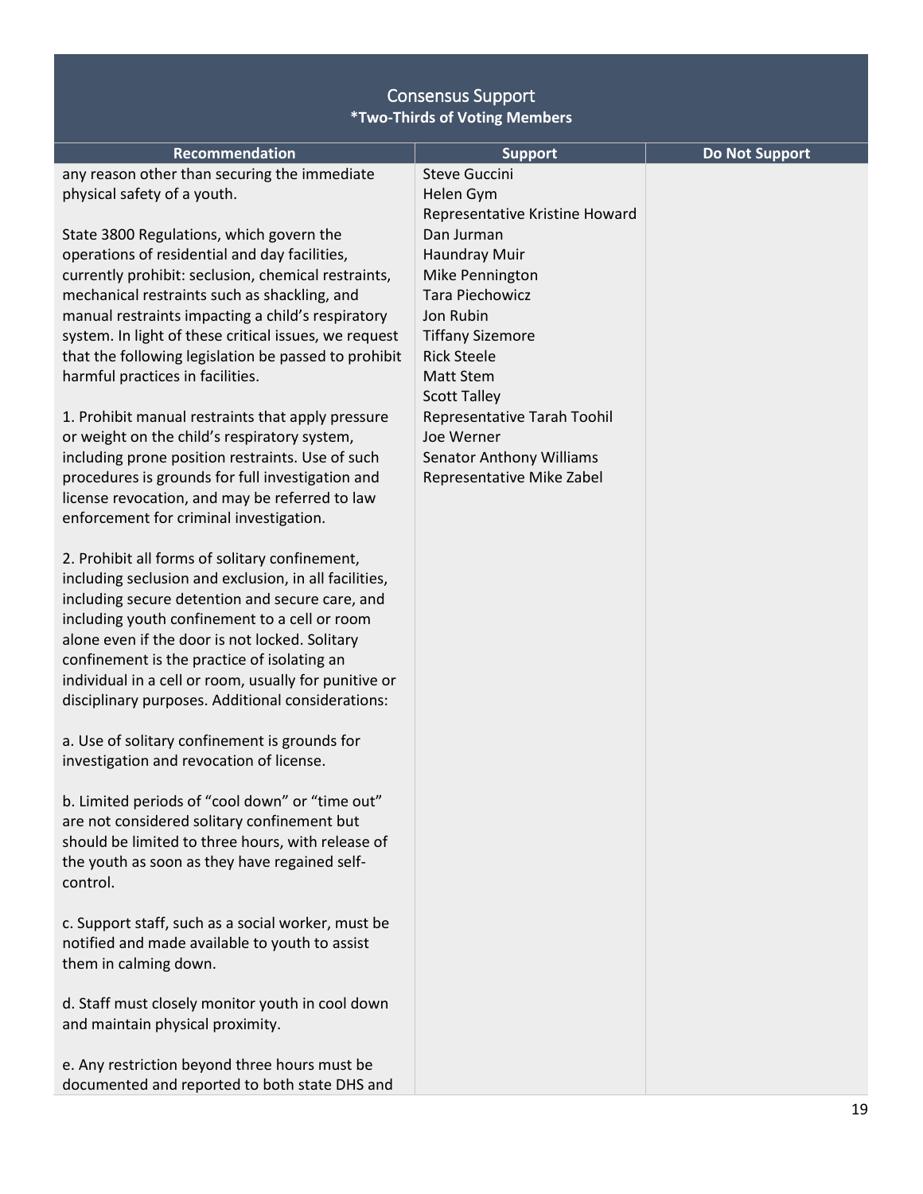| Consensus Support<br>*Two-Thirds of Voting Members | | |
|---|---|---|
| **Recommendation** | **Support** | **Do Not Support** |
| any reason other than securing the immediate physical safety of a youth.<br><br>State 3800 Regulations, which govern the operations of residential and day facilities, currently prohibit: seclusion, chemical restraints, mechanical restraints such as shackling, and manual restraints impacting a child's respiratory system. In light of these critical issues, we request that the following legislation be passed to prohibit harmful practices in facilities.<br><br>1. Prohibit manual restraints that apply pressure or weight on the child's respiratory system, including prone position restraints. Use of such procedures is grounds for full investigation and license revocation, and may be referred to law enforcement for criminal investigation.<br><br>2. Prohibit all forms of solitary confinement, including seclusion and exclusion, in all facilities, including secure detention and secure care, and including youth confinement to a cell or room alone even if the door is not locked. Solitary confinement is the practice of isolating an individual in a cell or room, usually for punitive or disciplinary purposes. Additional considerations:<br><br>a. Use of solitary confinement is grounds for investigation and revocation of license.<br><br>b. Limited periods of "cool down" or "time out" are not considered solitary confinement but should be limited to three hours, with release of the youth as soon as they have regained self-control.<br><br>c. Support staff, such as a social worker, must be notified and made available to youth to assist them in calming down.<br><br>d. Staff must closely monitor youth in cool down and maintain physical proximity.<br><br>e. Any restriction beyond three hours must be documented and reported to both state DHS and | Steve Guccini<br>Helen Gym<br>Representative Kristine Howard<br>Dan Jurman<br>Haundray Muir<br>Mike Pennington<br>Tara Piechowicz<br>Jon Rubin<br>Tiffany Sizemore<br>Rick Steele<br>Matt Stem<br>Scott Talley<br>Representative Tarah Toohil<br>Joe Werner<br>Senator Anthony Williams<br>Representative Mike Zabel | |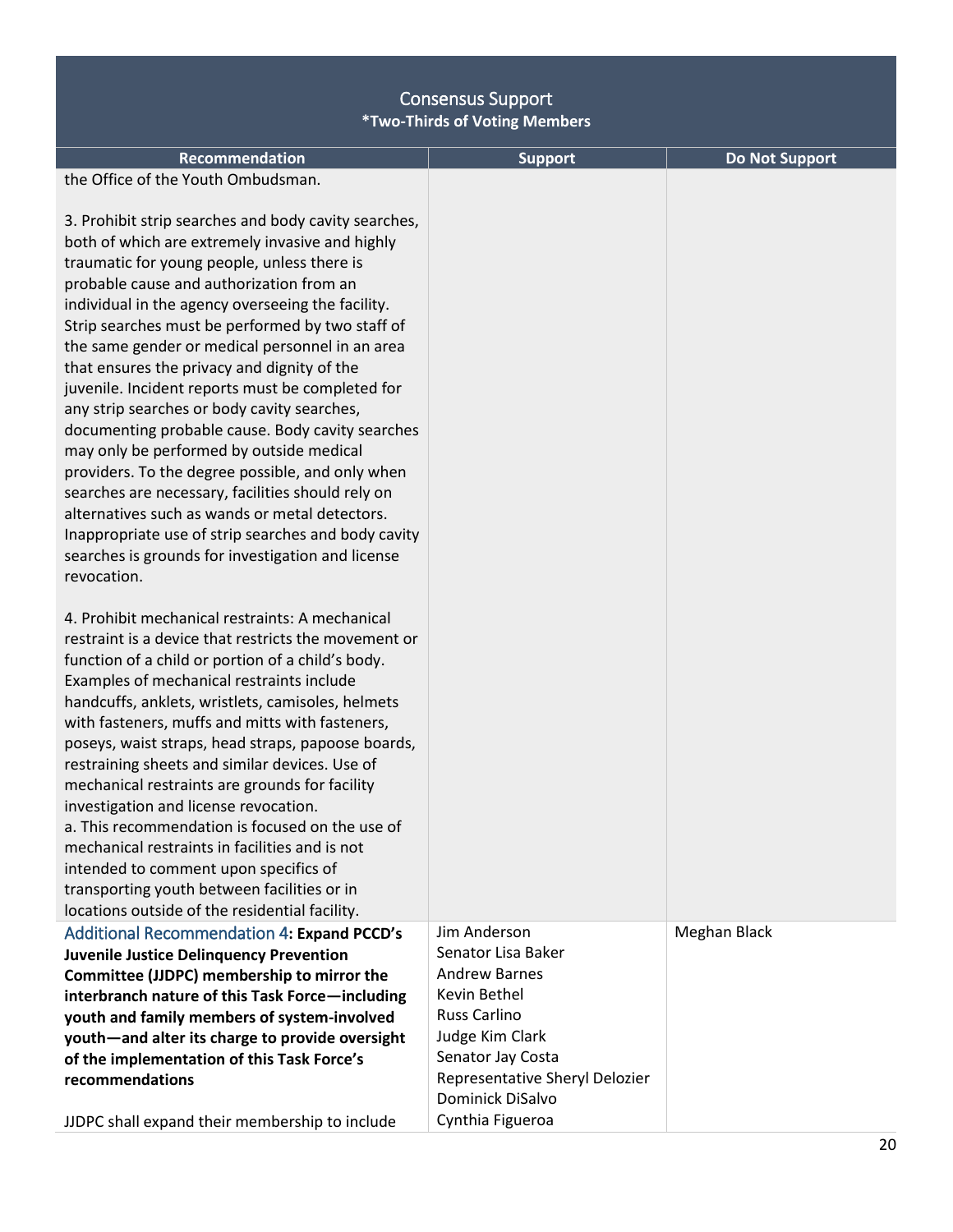## Consensus Support
**\*Two-Thirds of Voting Members**

| Recommendation | Support | Do Not Support |
|---|---|---|
| the Office of the Youth Ombudsman.<br><br>3. Prohibit strip searches and body cavity searches, both of which are extremely invasive and highly traumatic for young people, unless there is probable cause and authorization from an individual in the agency overseeing the facility. Strip searches must be performed by two staff of the same gender or medical personnel in an area that ensures the privacy and dignity of the juvenile. Incident reports must be completed for any strip searches or body cavity searches, documenting probable cause. Body cavity searches may only be performed by outside medical providers. To the degree possible, and only when searches are necessary, facilities should rely on alternatives such as wands or metal detectors. Inappropriate use of strip searches and body cavity searches is grounds for investigation and license revocation.<br><br>4. Prohibit mechanical restraints: A mechanical restraint is a device that restricts the movement or function of a child or portion of a child's body. Examples of mechanical restraints include handcuffs, anklets, wristlets, camisoles, helmets with fasteners, muffs and mitts with fasteners, poseys, waist straps, head straps, papoose boards, restraining sheets and similar devices. Use of mechanical restraints are grounds for facility investigation and license revocation.<br>a. This recommendation is focused on the use of mechanical restraints in facilities and is not intended to comment upon specifics of transporting youth between facilities or in locations outside of the residential facility. | | |
| Additional Recommendation 4: **Expand PCCD's Juvenile Justice Delinquency Prevention Committee (JJDPC) membership to mirror the interbranch nature of this Task Force—including youth and family members of system-involved youth—and alter its charge to provide oversight of the implementation of this Task Force's recommendations**<br><br>JJDPC shall expand their membership to include | Jim Anderson<br>Senator Lisa Baker<br>Andrew Barnes<br>Kevin Bethel<br>Russ Carlino<br>Judge Kim Clark<br>Senator Jay Costa<br>Representative Sheryl Delozier<br>Dominick DiSalvo<br>Cynthia Figueroa | Meghan Black |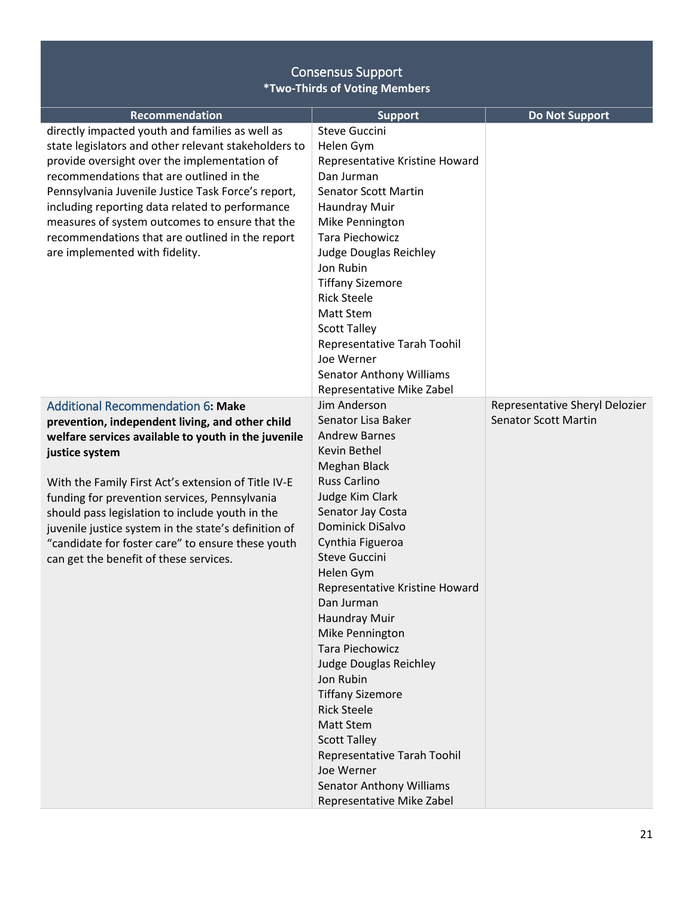| Consensus Support<br>**\*Two-Thirds of Voting Members** | | |
|---|---|---|
| **Recommendation** | **Support** | **Do Not Support** |
| directly impacted youth and families as well as state legislators and other relevant stakeholders to provide oversight over the implementation of recommendations that are outlined in the Pennsylvania Juvenile Justice Task Force's report, including reporting data related to performance measures of system outcomes to ensure that the recommendations that are outlined in the report are implemented with fidelity. | Steve Guccini<br>Helen Gym<br>Representative Kristine Howard<br>Dan Jurman<br>Senator Scott Martin<br>Haundray Muir<br>Mike Pennington<br>Tara Piechowicz<br>Judge Douglas Reichley<br>Jon Rubin<br>Tiffany Sizemore<br>Rick Steele<br>Matt Stem<br>Scott Talley<br>Representative Tarah Toohil<br>Joe Werner<br>Senator Anthony Williams<br>Representative Mike Zabel | |
| Additional Recommendation 6**: Make prevention, independent living, and other child welfare services available to youth in the juvenile justice system**<br><br>With the Family First Act's extension of Title IV-E funding for prevention services, Pennsylvania should pass legislation to include youth in the juvenile justice system in the state's definition of "candidate for foster care" to ensure these youth can get the benefit of these services. | Jim Anderson<br>Senator Lisa Baker<br>Andrew Barnes<br>Kevin Bethel<br>Meghan Black<br>Russ Carlino<br>Judge Kim Clark<br>Senator Jay Costa<br>Dominick DiSalvo<br>Cynthia Figueroa<br>Steve Guccini<br>Helen Gym<br>Representative Kristine Howard<br>Dan Jurman<br>Haundray Muir<br>Mike Pennington<br>Tara Piechowicz<br>Judge Douglas Reichley<br>Jon Rubin<br>Tiffany Sizemore<br>Rick Steele<br>Matt Stem<br>Scott Talley<br>Representative Tarah Toohil<br>Joe Werner<br>Senator Anthony Williams<br>Representative Mike Zabel | Representative Sheryl Delozier<br>Senator Scott Martin |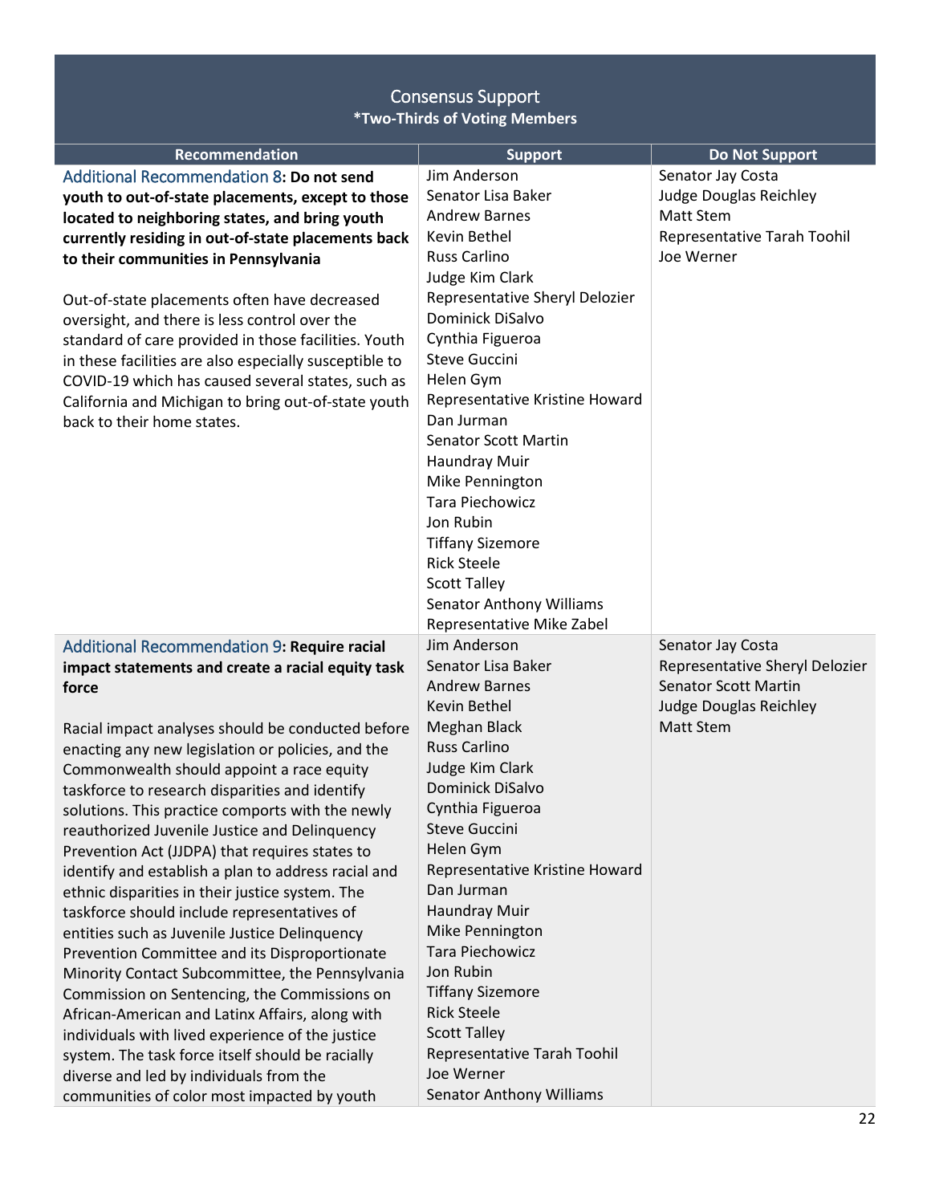| Consensus Support<br>**\*Two-Thirds of Voting Members** | | |
|---|---|---|
| **Recommendation** | **Support** | **Do Not Support** |
| Additional Recommendation 8: **Do not send youth to out-of-state placements, except to those located to neighboring states, and bring youth currently residing in out-of-state placements back to their communities in Pennsylvania**<br><br>Out-of-state placements often have decreased oversight, and there is less control over the standard of care provided in those facilities. Youth in these facilities are also especially susceptible to COVID-19 which has caused several states, such as California and Michigan to bring out-of-state youth back to their home states. | Jim Anderson<br>Senator Lisa Baker<br>Andrew Barnes<br>Kevin Bethel<br>Russ Carlino<br>Judge Kim Clark<br>Representative Sheryl Delozier<br>Dominick DiSalvo<br>Cynthia Figueroa<br>Steve Guccini<br>Helen Gym<br>Representative Kristine Howard<br>Dan Jurman<br>Senator Scott Martin<br>Haundray Muir<br>Mike Pennington<br>Tara Piechowicz<br>Jon Rubin<br>Tiffany Sizemore<br>Rick Steele<br>Scott Talley<br>Senator Anthony Williams<br>Representative Mike Zabel | Senator Jay Costa<br>Judge Douglas Reichley<br>Matt Stem<br>Representative Tarah Toohil<br>Joe Werner |
| Additional Recommendation 9: **Require racial impact statements and create a racial equity task force**<br><br>Racial impact analyses should be conducted before enacting any new legislation or policies, and the Commonwealth should appoint a race equity taskforce to research disparities and identify solutions. This practice comports with the newly reauthorized Juvenile Justice and Delinquency Prevention Act (JJDPA) that requires states to identify and establish a plan to address racial and ethnic disparities in their justice system. The taskforce should include representatives of entities such as Juvenile Justice Delinquency Prevention Committee and its Disproportionate Minority Contact Subcommittee, the Pennsylvania Commission on Sentencing, the Commissions on African-American and Latinx Affairs, along with individuals with lived experience of the justice system. The task force itself should be racially diverse and led by individuals from the communities of color most impacted by youth | Jim Anderson<br>Senator Lisa Baker<br>Andrew Barnes<br>Kevin Bethel<br>Meghan Black<br>Russ Carlino<br>Judge Kim Clark<br>Dominick DiSalvo<br>Cynthia Figueroa<br>Steve Guccini<br>Helen Gym<br>Representative Kristine Howard<br>Dan Jurman<br>Haundray Muir<br>Mike Pennington<br>Tara Piechowicz<br>Jon Rubin<br>Tiffany Sizemore<br>Rick Steele<br>Scott Talley<br>Representative Tarah Toohil<br>Joe Werner<br>Senator Anthony Williams | Senator Jay Costa<br>Representative Sheryl Delozier<br>Senator Scott Martin<br>Judge Douglas Reichley<br>Matt Stem |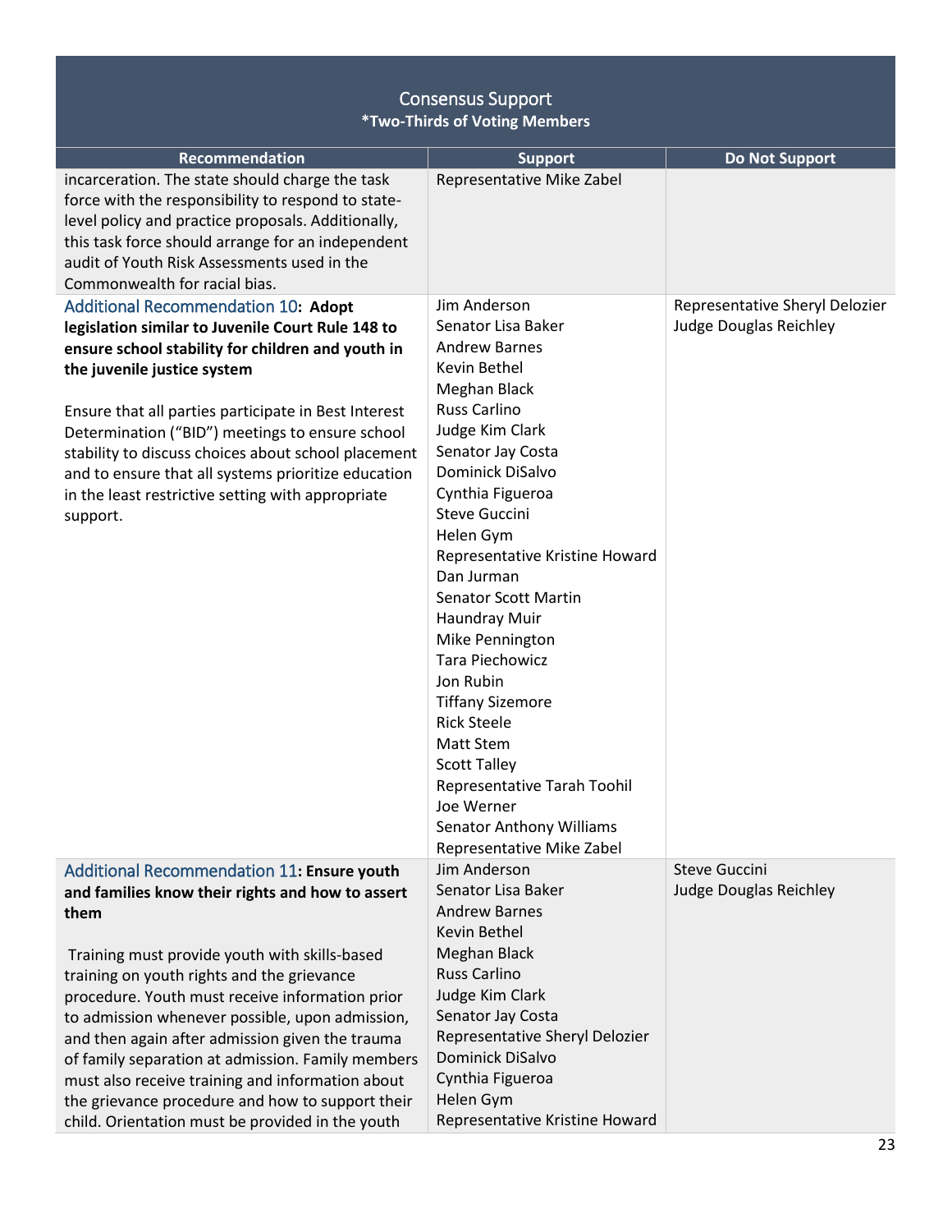| Consensus Support *Two-Thirds of Voting Members | | |
|---|---|---|
| **Recommendation** | **Support** | **Do Not Support** |
| incarceration. The state should charge the task force with the responsibility to respond to state-level policy and practice proposals. Additionally, this task force should arrange for an independent audit of Youth Risk Assessments used in the Commonwealth for racial bias. | Representative Mike Zabel | |
| Additional Recommendation 10**: Adopt legislation similar to Juvenile Court Rule 148 to ensure school stability for children and youth in the juvenile justice system**<br><br>Ensure that all parties participate in Best Interest Determination ("BID") meetings to ensure school stability to discuss choices about school placement and to ensure that all systems prioritize education in the least restrictive setting with appropriate support. | Jim Anderson<br>Senator Lisa Baker<br>Andrew Barnes<br>Kevin Bethel<br>Meghan Black<br>Russ Carlino<br>Judge Kim Clark<br>Senator Jay Costa<br>Dominick DiSalvo<br>Cynthia Figueroa<br>Steve Guccini<br>Helen Gym<br>Representative Kristine Howard<br>Dan Jurman<br>Senator Scott Martin<br>Haundray Muir<br>Mike Pennington<br>Tara Piechowicz<br>Jon Rubin<br>Tiffany Sizemore<br>Rick Steele<br>Matt Stem<br>Scott Talley<br>Representative Tarah Toohil<br>Joe Werner<br>Senator Anthony Williams<br>Representative Mike Zabel | Representative Sheryl Delozier<br>Judge Douglas Reichley |
| Additional Recommendation 11**: Ensure youth and families know their rights and how to assert them**<br><br>Training must provide youth with skills-based training on youth rights and the grievance procedure. Youth must receive information prior to admission whenever possible, upon admission, and then again after admission given the trauma of family separation at admission. Family members must also receive training and information about the grievance procedure and how to support their child. Orientation must be provided in the youth | Jim Anderson<br>Senator Lisa Baker<br>Andrew Barnes<br>Kevin Bethel<br>Meghan Black<br>Russ Carlino<br>Judge Kim Clark<br>Senator Jay Costa<br>Representative Sheryl Delozier<br>Dominick DiSalvo<br>Cynthia Figueroa<br>Helen Gym<br>Representative Kristine Howard | Steve Guccini<br>Judge Douglas Reichley |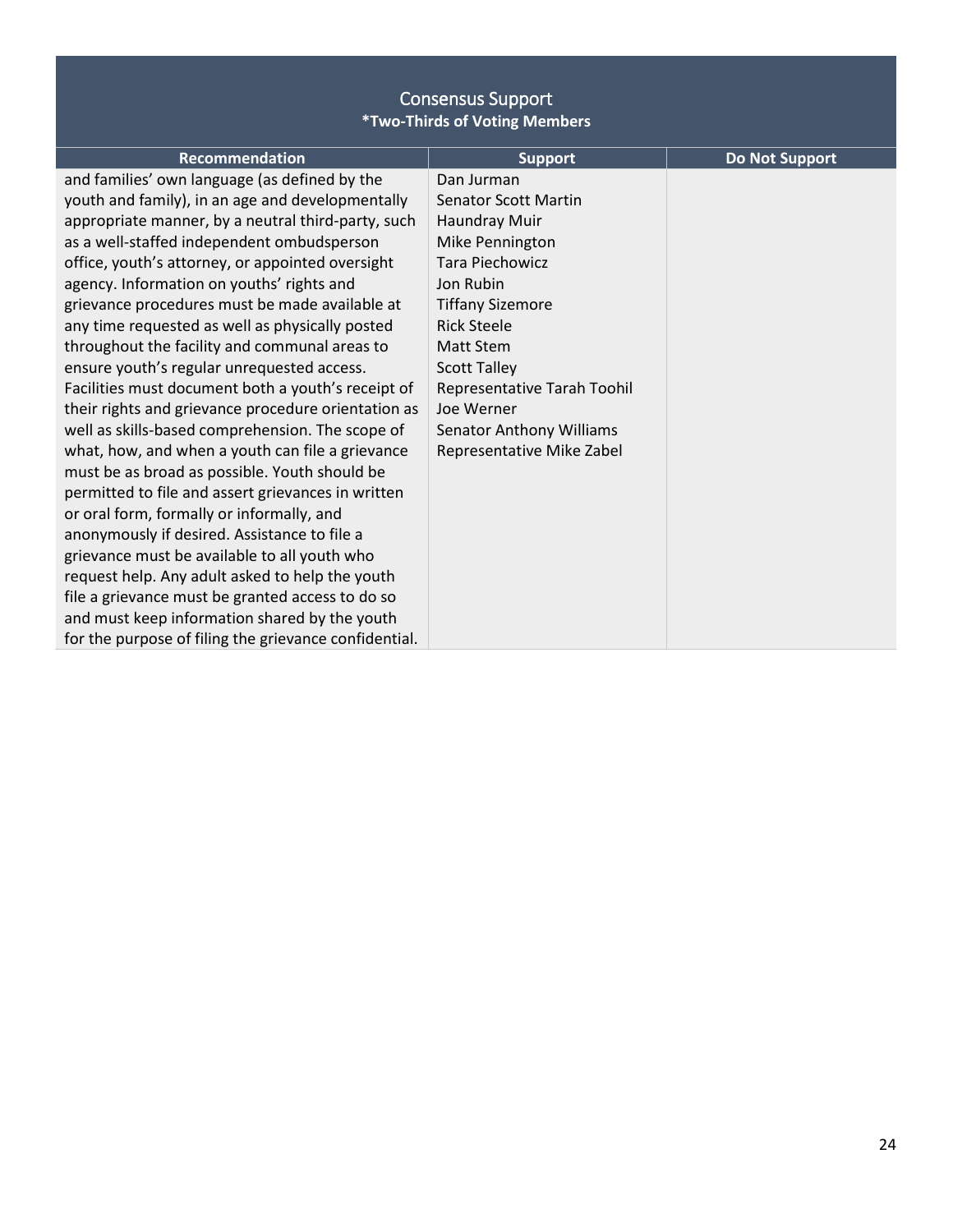| Consensus Support<br>**\*Two-Thirds of Voting Members** | | |
|---|---|---|
| **Recommendation** | **Support** | **Do Not Support** |
| and families' own language (as defined by the youth and family), in an age and developmentally appropriate manner, by a neutral third-party, such as a well-staffed independent ombudsperson office, youth's attorney, or appointed oversight agency. Information on youths' rights and grievance procedures must be made available at any time requested as well as physically posted throughout the facility and communal areas to ensure youth's regular unrequested access. Facilities must document both a youth's receipt of their rights and grievance procedure orientation as well as skills-based comprehension. The scope of what, how, and when a youth can file a grievance must be as broad as possible. Youth should be permitted to file and assert grievances in written or oral form, formally or informally, and anonymously if desired. Assistance to file a grievance must be available to all youth who request help. Any adult asked to help the youth file a grievance must be granted access to do so and must keep information shared by the youth for the purpose of filing the grievance confidential. | Dan Jurman<br>Senator Scott Martin<br>Haundray Muir<br>Mike Pennington<br>Tara Piechowicz<br>Jon Rubin<br>Tiffany Sizemore<br>Rick Steele<br>Matt Stem<br>Scott Talley<br>Representative Tarah Toohil<br>Joe Werner<br>Senator Anthony Williams<br>Representative Mike Zabel | |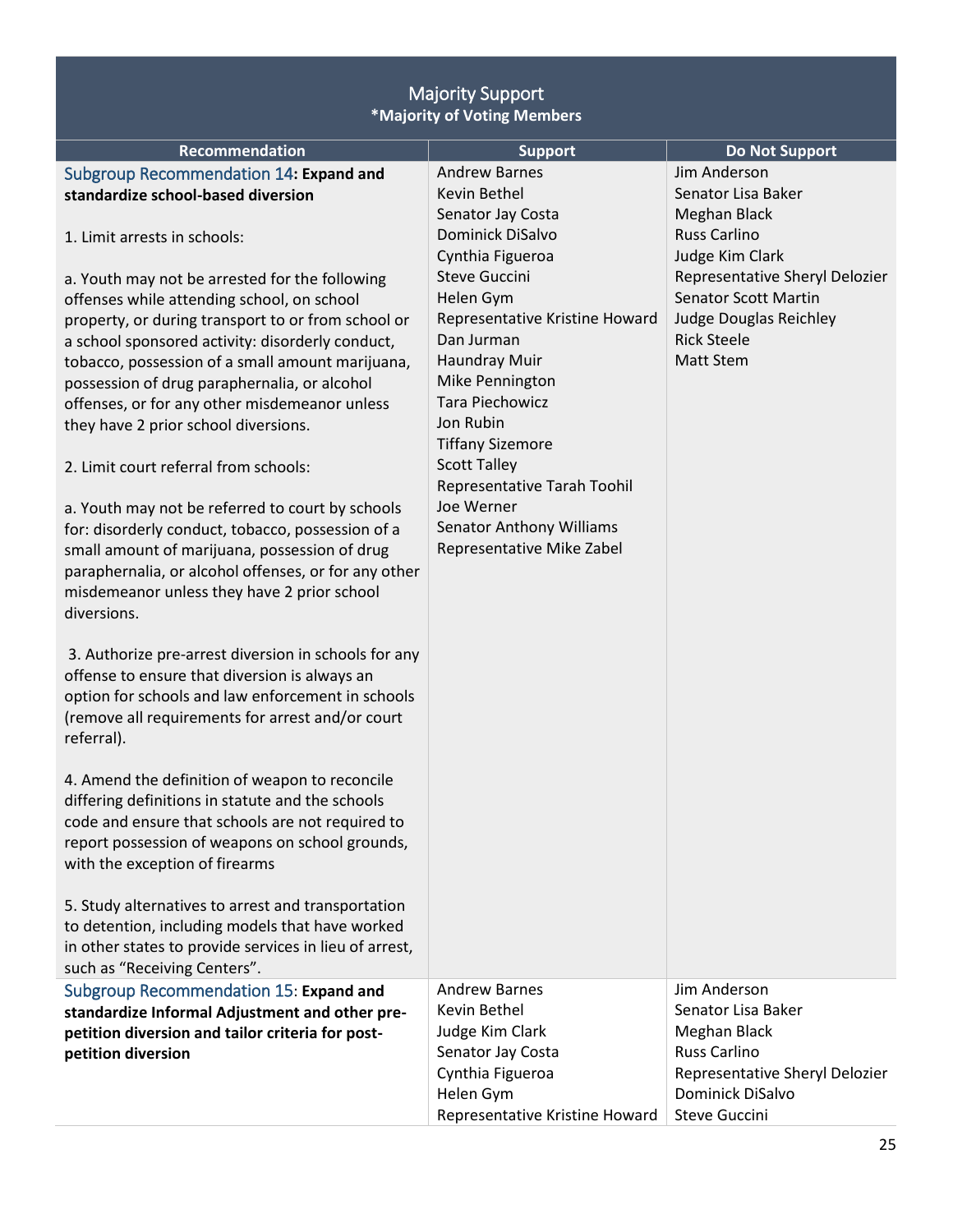## Majority Support
**\*Majority of Voting Members**

| Recommendation | Support | Do Not Support |
|---|---|---|
| Subgroup Recommendation 14: **Expand and standardize school-based diversion**<br><br>1. Limit arrests in schools:<br><br>a. Youth may not be arrested for the following offenses while attending school, on school property, or during transport to or from school or a school sponsored activity: disorderly conduct, tobacco, possession of a small amount marijuana, possession of drug paraphernalia, or alcohol offenses, or for any other misdemeanor unless they have 2 prior school diversions.<br><br>2. Limit court referral from schools:<br><br>a. Youth may not be referred to court by schools for: disorderly conduct, tobacco, possession of a small amount of marijuana, possession of drug paraphernalia, or alcohol offenses, or for any other misdemeanor unless they have 2 prior school diversions.<br><br>3. Authorize pre-arrest diversion in schools for any offense to ensure that diversion is always an option for schools and law enforcement in schools (remove all requirements for arrest and/or court referral).<br><br>4. Amend the definition of weapon to reconcile differing definitions in statute and the schools code and ensure that schools are not required to report possession of weapons on school grounds, with the exception of firearms<br><br>5. Study alternatives to arrest and transportation to detention, including models that have worked in other states to provide services in lieu of arrest, such as "Receiving Centers". | Andrew Barnes<br>Kevin Bethel<br>Senator Jay Costa<br>Dominick DiSalvo<br>Cynthia Figueroa<br>Steve Guccini<br>Helen Gym<br>Representative Kristine Howard<br>Dan Jurman<br>Haundray Muir<br>Mike Pennington<br>Tara Piechowicz<br>Jon Rubin<br>Tiffany Sizemore<br>Scott Talley<br>Representative Tarah Toohil<br>Joe Werner<br>Senator Anthony Williams<br>Representative Mike Zabel | Jim Anderson<br>Senator Lisa Baker<br>Meghan Black<br>Russ Carlino<br>Judge Kim Clark<br>Representative Sheryl Delozier<br>Senator Scott Martin<br>Judge Douglas Reichley<br>Rick Steele<br>Matt Stem |
| Subgroup Recommendation 15: **Expand and standardize Informal Adjustment and other pre-petition diversion and tailor criteria for post-petition diversion** | Andrew Barnes<br>Kevin Bethel<br>Judge Kim Clark<br>Senator Jay Costa<br>Cynthia Figueroa<br>Helen Gym<br>Representative Kristine Howard | Jim Anderson<br>Senator Lisa Baker<br>Meghan Black<br>Russ Carlino<br>Representative Sheryl Delozier<br>Dominick DiSalvo<br>Steve Guccini |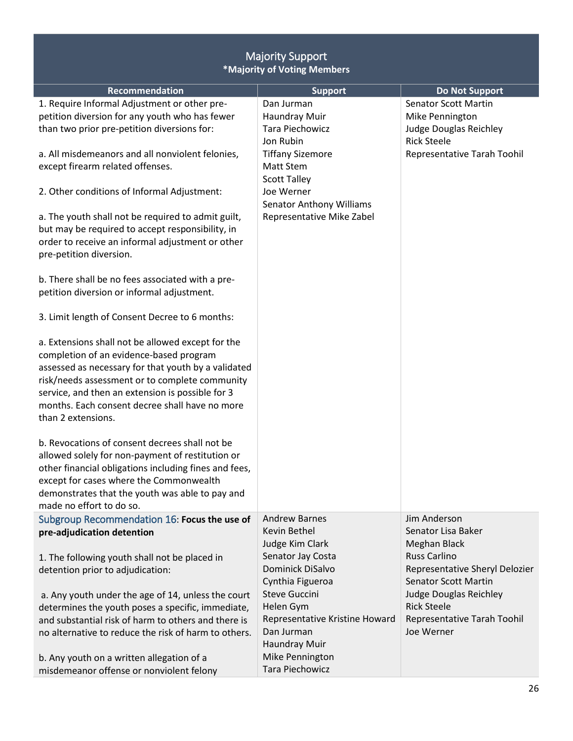## Majority Support

**\*Majority of Voting Members**

| Recommendation | Support | Do Not Support |
|---|---|---|
| 1. Require Informal Adjustment or other pre-petition diversion for any youth who has fewer than two prior pre-petition diversions for:<br><br>a. All misdemeanors and all nonviolent felonies, except firearm related offenses.<br><br>2. Other conditions of Informal Adjustment:<br><br>a. The youth shall not be required to admit guilt, but may be required to accept responsibility, in order to receive an informal adjustment or other pre-petition diversion.<br><br>b. There shall be no fees associated with a pre-petition diversion or informal adjustment.<br><br>3. Limit length of Consent Decree to 6 months:<br><br>a. Extensions shall not be allowed except for the completion of an evidence-based program assessed as necessary for that youth by a validated risk/needs assessment or to complete community service, and then an extension is possible for 3 months. Each consent decree shall have no more than 2 extensions.<br><br>b. Revocations of consent decrees shall not be allowed solely for non-payment of restitution or other financial obligations including fines and fees, except for cases where the Commonwealth demonstrates that the youth was able to pay and made no effort to do so. | Dan Jurman<br>Haundray Muir<br>Tara Piechowicz<br>Jon Rubin<br>Tiffany Sizemore<br>Matt Stem<br>Scott Talley<br>Joe Werner<br>Senator Anthony Williams<br>Representative Mike Zabel | Senator Scott Martin<br>Mike Pennington<br>Judge Douglas Reichley<br>Rick Steele<br>Representative Tarah Toohil |
| Subgroup Recommendation 16: **Focus the use of pre-adjudication detention**<br><br>1. The following youth shall not be placed in detention prior to adjudication:<br><br>a. Any youth under the age of 14, unless the court determines the youth poses a specific, immediate, and substantial risk of harm to others and there is no alternative to reduce the risk of harm to others.<br><br>b. Any youth on a written allegation of a misdemeanor offense or nonviolent felony | Andrew Barnes<br>Kevin Bethel<br>Judge Kim Clark<br>Senator Jay Costa<br>Dominick DiSalvo<br>Cynthia Figueroa<br>Steve Guccini<br>Helen Gym<br>Representative Kristine Howard<br>Dan Jurman<br>Haundray Muir<br>Mike Pennington<br>Tara Piechowicz | Jim Anderson<br>Senator Lisa Baker<br>Meghan Black<br>Russ Carlino<br>Representative Sheryl Delozier<br>Senator Scott Martin<br>Judge Douglas Reichley<br>Rick Steele<br>Representative Tarah Toohil<br>Joe Werner |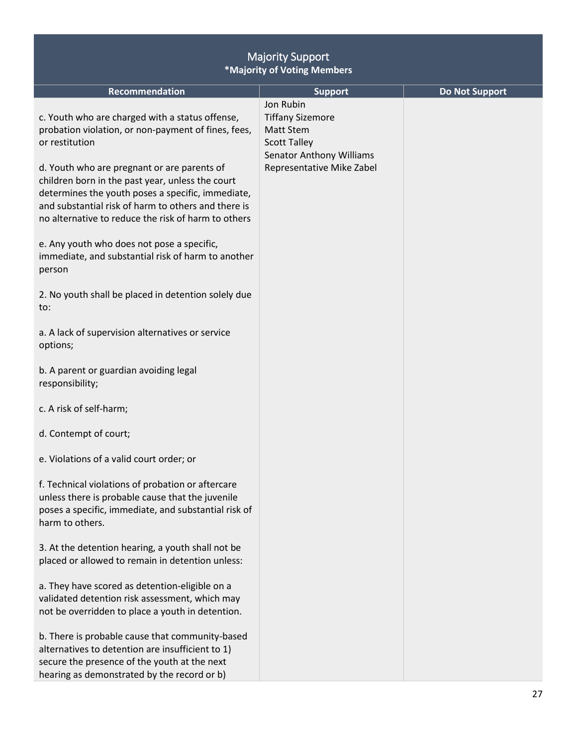| Majority Support<br>**\*Majority of Voting Members** | | |
|---|---|---|
| **Recommendation** | **Support** | **Do Not Support** |
| c. Youth who are charged with a status offense, probation violation, or non-payment of fines, fees, or restitution<br><br>d. Youth who are pregnant or are parents of children born in the past year, unless the court determines the youth poses a specific, immediate, and substantial risk of harm to others and there is no alternative to reduce the risk of harm to others<br><br>e. Any youth who does not pose a specific, immediate, and substantial risk of harm to another person<br><br>2. No youth shall be placed in detention solely due to:<br><br>a. A lack of supervision alternatives or service options;<br><br>b. A parent or guardian avoiding legal responsibility;<br><br>c. A risk of self-harm;<br><br>d. Contempt of court;<br><br>e. Violations of a valid court order; or<br><br>f. Technical violations of probation or aftercare unless there is probable cause that the juvenile poses a specific, immediate, and substantial risk of harm to others.<br><br>3. At the detention hearing, a youth shall not be placed or allowed to remain in detention unless:<br><br>a. They have scored as detention-eligible on a validated detention risk assessment, which may not be overridden to place a youth in detention.<br><br>b. There is probable cause that community-based alternatives to detention are insufficient to 1) secure the presence of the youth at the next hearing as demonstrated by the record or b) | Jon Rubin<br>Tiffany Sizemore<br>Matt Stem<br>Scott Talley<br>Senator Anthony Williams<br>Representative Mike Zabel | |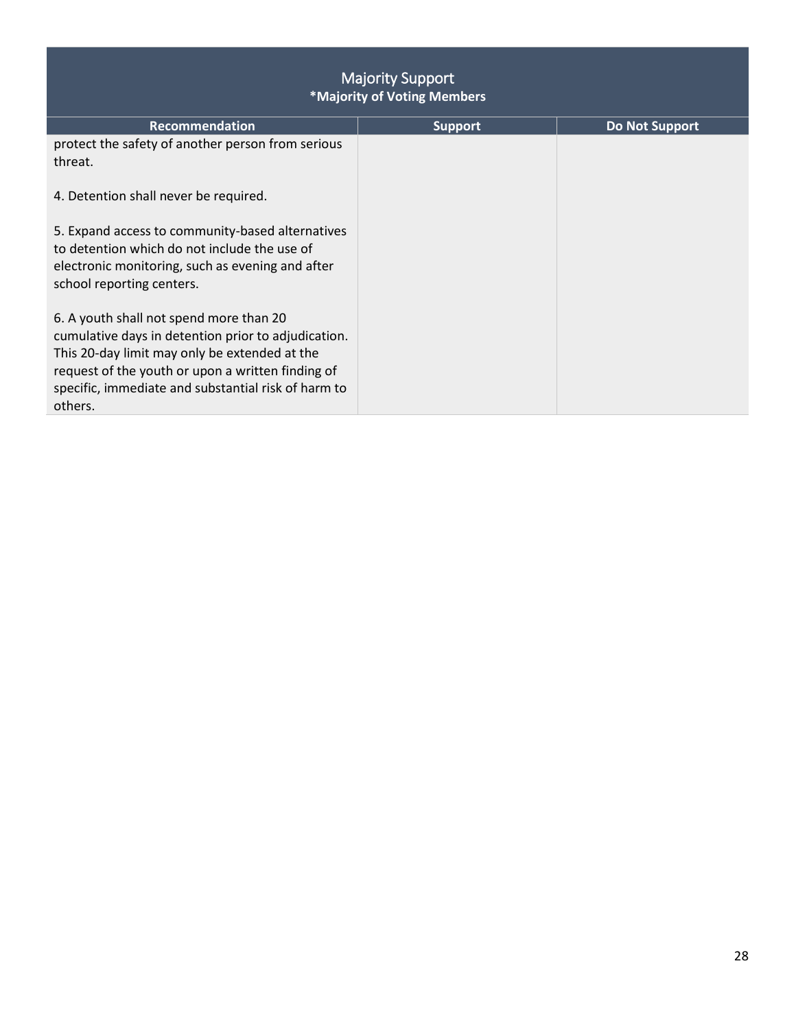| Majority Support *Majority of Voting Members | | |
|---|---|---|
| **Recommendation** | **Support** | **Do Not Support** |
| protect the safety of another person from serious threat.<br><br>4. Detention shall never be required.<br><br>5. Expand access to community-based alternatives to detention which do not include the use of electronic monitoring, such as evening and after school reporting centers.<br><br>6. A youth shall not spend more than 20 cumulative days in detention prior to adjudication. This 20-day limit may only be extended at the request of the youth or upon a written finding of specific, immediate and substantial risk of harm to others. | | |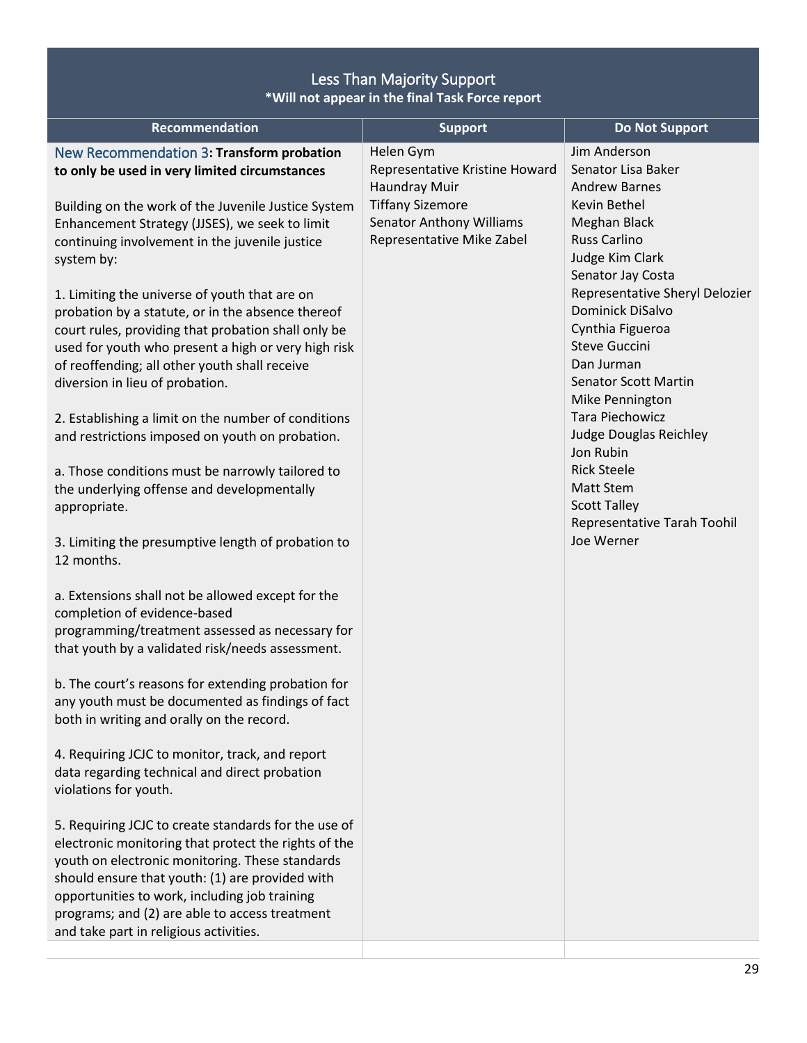## Less Than Majority Support

**\*Will not appear in the final Task Force report**

| Recommendation | Support | Do Not Support |
|---|---|---|
| New Recommendation 3**: Transform probation to only be used in very limited circumstances**<br><br>Building on the work of the Juvenile Justice System Enhancement Strategy (JJSES), we seek to limit continuing involvement in the juvenile justice system by:<br><br>1. Limiting the universe of youth that are on probation by a statute, or in the absence thereof court rules, providing that probation shall only be used for youth who present a high or very high risk of reoffending; all other youth shall receive diversion in lieu of probation.<br><br>2. Establishing a limit on the number of conditions and restrictions imposed on youth on probation.<br><br>a. Those conditions must be narrowly tailored to the underlying offense and developmentally appropriate.<br><br>3. Limiting the presumptive length of probation to 12 months.<br><br>a. Extensions shall not be allowed except for the completion of evidence-based programming/treatment assessed as necessary for that youth by a validated risk/needs assessment.<br><br>b. The court's reasons for extending probation for any youth must be documented as findings of fact both in writing and orally on the record.<br><br>4. Requiring JCJC to monitor, track, and report data regarding technical and direct probation violations for youth.<br><br>5. Requiring JCJC to create standards for the use of electronic monitoring that protect the rights of the youth on electronic monitoring. These standards should ensure that youth: (1) are provided with opportunities to work, including job training programs; and (2) are able to access treatment and take part in religious activities. | Helen Gym<br>Representative Kristine Howard<br>Haundray Muir<br>Tiffany Sizemore<br>Senator Anthony Williams<br>Representative Mike Zabel | Jim Anderson<br>Senator Lisa Baker<br>Andrew Barnes<br>Kevin Bethel<br>Meghan Black<br>Russ Carlino<br>Judge Kim Clark<br>Senator Jay Costa<br>Representative Sheryl Delozier<br>Dominick DiSalvo<br>Cynthia Figueroa<br>Steve Guccini<br>Dan Jurman<br>Senator Scott Martin<br>Mike Pennington<br>Tara Piechowicz<br>Judge Douglas Reichley<br>Jon Rubin<br>Rick Steele<br>Matt Stem<br>Scott Talley<br>Representative Tarah Toohil<br>Joe Werner |